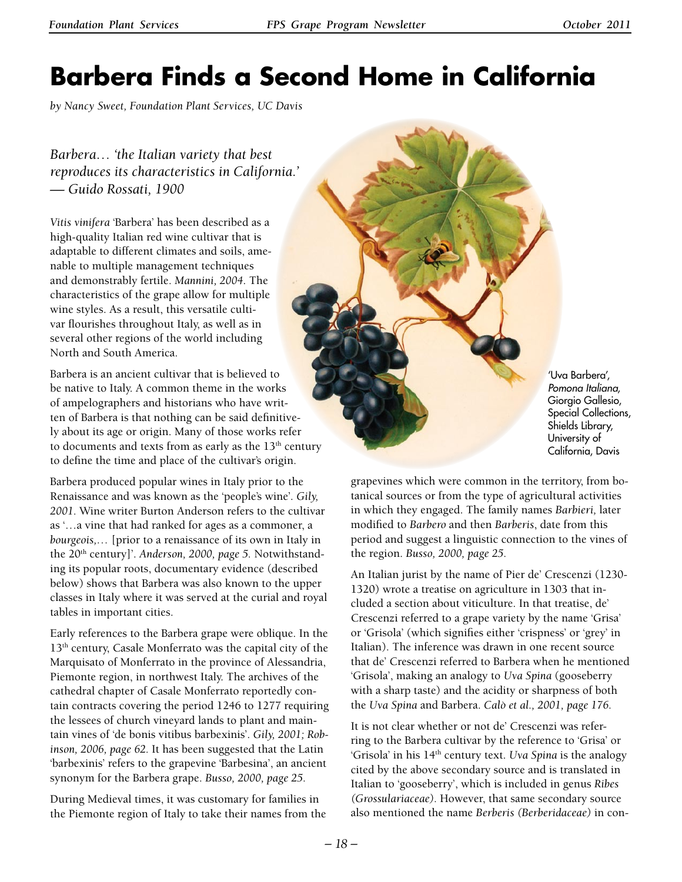# Barbera Finds a Second Home in California

*by Nancy Sweet, Foundation Plant Services, UC Davis*

*Barbera… 'the Italian variety that best reproduces its characteristics in California.' — Guido Rossati, 1900*

*Vitis vinifera* 'Barbera' has been described as a high-quality Italian red wine cultivar that is adaptable to different climates and soils, amenable to multiple management techniques and demonstrably fertile. *Mannini, 2004.* The characteristics of the grape allow for multiple wine styles. As a result, this versatile cultivar flourishes throughout Italy, as well as in several other regions of the world including North and South America.

Barbera is an ancient cultivar that is believed to be native to Italy. A common theme in the works of ampelographers and historians who have written of Barbera is that nothing can be said definitively about its age or origin. Many of those works refer to documents and texts from as early as the 13th century to define the time and place of the cultivar's origin.

Barbera produced popular wines in Italy prior to the Renaissance and was known as the 'people's wine'. *Gily, 2001.* Wine writer Burton Anderson refers to the cultivar as '…a vine that had ranked for ages as a commoner, a *bourgeois*,… [prior to a renaissance of its own in Italy in the 20th century]'. *Anderson, 2000, page 5.* Notwithstanding its popular roots, documentary evidence (described below) shows that Barbera was also known to the upper classes in Italy where it was served at the curial and royal tables in important cities.

Early references to the Barbera grape were oblique. In the 13th century, Casale Monferrato was the capital city of the Marquisato of Monferrato in the province of Alessandria, Piemonte region, in northwest Italy. The archives of the cathedral chapter of Casale Monferrato reportedly contain contracts covering the period 1246 to 1277 requiring the lessees of church vineyard lands to plant and maintain vines of 'de bonis vitibus barbexinis'. *Gily, 2001; Robinson, 2006, page 62.* It has been suggested that the Latin 'barbexinis' refers to the grapevine 'Barbesina', an ancient synonym for the Barbera grape. *Busso, 2000, page 25.*

During Medieval times, it was customary for families in the Piemonte region of Italy to take their names from the grapevines which were common in the territory, from botanical sources or from the type of agricultural activities in which they engaged. The family names *Barbieri*, later modified to *Barbero* and then *Barberis*, date from this period and suggest a linguistic connection to the vines of the region. *Busso, 2000, page 25.*

'Uva Barbera', *Pomona Italiana,* Giorgio Gallesio, Special Collections, Shields Library, University of California, Davis

An Italian jurist by the name of Pier de' Crescenzi (1230-1320) wrote a treatise on agriculture in 1303 that included a section about viticulture. In that treatise, de' Crescenzi referred to a grape variety by the name 'Grisa' or 'Grisola' (which signifies either 'crispness' or 'grey' in Italian). The inference was drawn in one recent source that de' Crescenzi referred to Barbera when he mentioned 'Grisola', making an analogy to *Uva Spina* (gooseberry with a sharp taste) and the acidity or sharpness of both the *Uva Spina* and Barbera. *Calò et al., 2001, page 176.*

It is not clear whether or not de' Crescenzi was referring to the Barbera cultivar by the reference to 'Grisa' or 'Grisola' in his 14th century text. *Uva Spina* is the analogy cited by the above secondary source and is translated in Italian to 'gooseberry', which is included in genus *Ribes (Grossulariaceae)*. However, that same secondary source also mentioned the name *Berberis (Berberidaceae)* in con-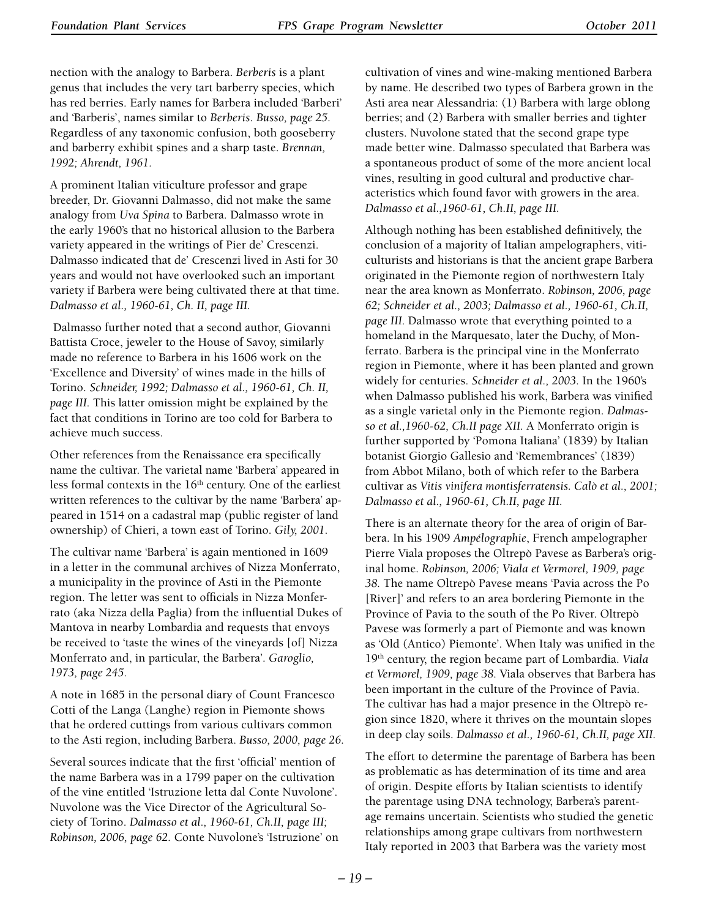nection with the analogy to Barbera. *Berberis* is a plant genus that includes the very tart barberry species, which has red berries. Early names for Barbera included 'Barberi' and 'Barberis', names similar to *Berberis*. *Busso, page 25.* Regardless of any taxonomic confusion, both gooseberry and barberry exhibit spines and a sharp taste. *Brennan, 1992; Ahrendt, 1961.*

A prominent Italian viticulture professor and grape breeder, Dr. Giovanni Dalmasso, did not make the same analogy from *Uva Spina* to Barbera. Dalmasso wrote in the early 1960's that no historical allusion to the Barbera variety appeared in the writings of Pier de' Crescenzi. Dalmasso indicated that de' Crescenzi lived in Asti for 30 years and would not have overlooked such an important variety if Barbera were being cultivated there at that time. *Dalmasso et al., 1960-61, Ch. II, page III.*

Dalmasso further noted that a second author, Giovanni Battista Croce, jeweler to the House of Savoy, similarly made no reference to Barbera in his 1606 work on the 'Excellence and Diversity' of wines made in the hills of Torino. *Schneider, 1992; Dalmasso et al., 1960-61, Ch. II, page III.* This latter omission might be explained by the fact that conditions in Torino are too cold for Barbera to achieve much success.

Other references from the Renaissance era specifically name the cultivar. The varietal name 'Barbera' appeared in less formal contexts in the 16th century. One of the earliest written references to the cultivar by the name 'Barbera' appeared in 1514 on a cadastral map (public register of land ownership) of Chieri, a town east of Torino. *Gily, 2001.*

The cultivar name 'Barbera' is again mentioned in 1609 in a letter in the communal archives of Nizza Monferrato, a municipality in the province of Asti in the Piemonte region. The letter was sent to officials in Nizza Monferrato (aka Nizza della Paglia) from the influential Dukes of Mantova in nearby Lombardia and requests that envoys be received to 'taste the wines of the vineyards [of] Nizza Monferrato and, in particular, the Barbera'. *Garoglio, 1973, page 245.*

A note in 1685 in the personal diary of Count Francesco Cotti of the Langa (Langhe) region in Piemonte shows that he ordered cuttings from various cultivars common to the Asti region, including Barbera. *Busso, 2000, page 26.*

Several sources indicate that the first 'official' mention of the name Barbera was in a 1799 paper on the cultivation of the vine entitled 'Istruzione letta dal Conte Nuvolone'. Nuvolone was the Vice Director of the Agricultural Society of Torino. *Dalmasso et al., 1960-61, Ch.II, page III; Robinson, 2006, page 62.* Conte Nuvolone's 'Istruzione' on cultivation of vines and wine-making mentioned Barbera by name. He described two types of Barbera grown in the Asti area near Alessandria: (1) Barbera with large oblong berries; and (2) Barbera with smaller berries and tighter clusters. Nuvolone stated that the second grape type made better wine. Dalmasso speculated that Barbera was a spontaneous product of some of the more ancient local vines, resulting in good cultural and productive characteristics which found favor with growers in the area. *Dalmasso et al.,1960-61, Ch.II, page III.*

Although nothing has been established definitively, the conclusion of a majority of Italian ampelographers, viticulturists and historians is that the ancient grape Barbera originated in the Piemonte region of northwestern Italy near the area known as Monferrato. *Robinson, 2006, page 62; Schneider et al., 2003; Dalmasso et al., 1960-61, Ch.II, page III.* Dalmasso wrote that everything pointed to a homeland in the Marquesato, later the Duchy, of Monferrato. Barbera is the principal vine in the Monferrato region in Piemonte, where it has been planted and grown widely for centuries. *Schneider et al., 2003.* In the 1960's when Dalmasso published his work, Barbera was vinified as a single varietal only in the Piemonte region. *Dalmasso et al.,1960-62, Ch.II page XII.* A Monferrato origin is further supported by 'Pomona Italiana' (1839) by Italian botanist Giorgio Gallesio and 'Remembrances' (1839) from Abbot Milano, both of which refer to the Barbera cultivar as *Vitis vinifera montisferratensis. Calò et al., 2001; Dalmasso et al., 1960-61, Ch.II, page III.*

There is an alternate theory for the area of origin of Barbera. In his 1909 *Ampélographie*, French ampelographer Pierre Viala proposes the Oltrepò Pavese as Barbera's original home. *Robinson, 2006; Viala et Vermorel, 1909, page 38.* The name Oltrepò Pavese means 'Pavia across the Po [River]' and refers to an area bordering Piemonte in the Province of Pavia to the south of the Po River. Oltrepò Pavese was formerly a part of Piemonte and was known as 'Old (Antico) Piemonte'. When Italy was unified in the 19th century, the region became part of Lombardia. *Viala et Vermorel, 1909, page 38.* Viala observes that Barbera has been important in the culture of the Province of Pavia. The cultivar has had a major presence in the Oltrepò region since 1820, where it thrives on the mountain slopes in deep clay soils. *Dalmasso et al., 1960-61, Ch.II, page XII.*

The effort to determine the parentage of Barbera has been as problematic as has determination of its time and area of origin. Despite efforts by Italian scientists to identify the parentage using DNA technology, Barbera's parentage remains uncertain. Scientists who studied the genetic relationships among grape cultivars from northwestern Italy reported in 2003 that Barbera was the variety most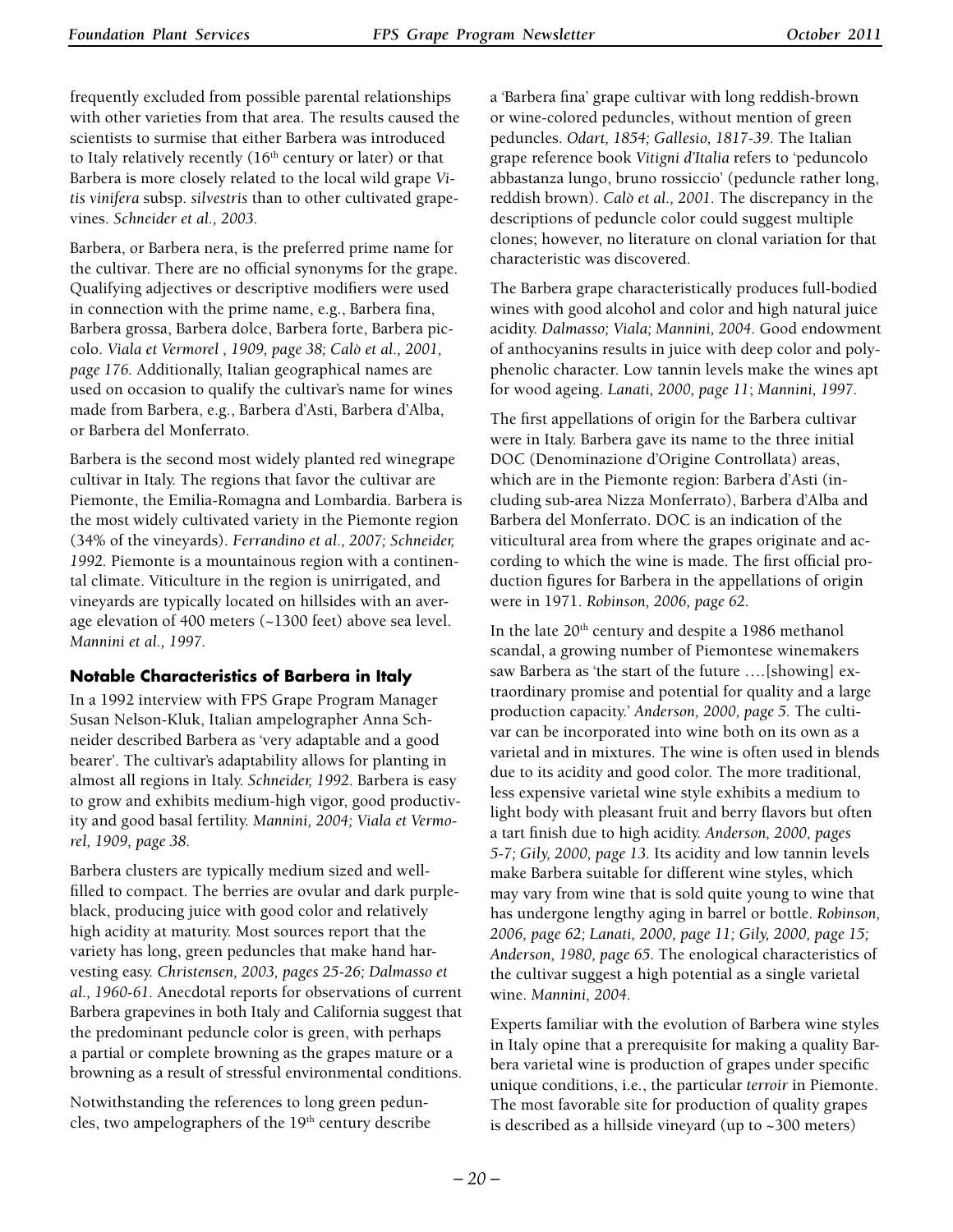frequently excluded from possible parental relationships with other varieties from that area. The results caused the scientists to surmise that either Barbera was introduced to Italy relatively recently (16th century or later) or that Barbera is more closely related to the local wild grape *Vitis vinifera* subsp. *silvestris* than to other cultivated grapevines. *Schneider et al., 2003.*

Barbera, or Barbera nera, is the preferred prime name for the cultivar. There are no official synonyms for the grape. Qualifying adjectives or descriptive modifiers were used in connection with the prime name, e.g., Barbera fina, Barbera grossa, Barbera dolce, Barbera forte, Barbera piccolo. *Viala et Vermorel , 1909, page 38; Calò et al., 2001, page 176.* Additionally, Italian geographical names are used on occasion to qualify the cultivar's name for wines made from Barbera, e.g., Barbera d'Asti, Barbera d'Alba, or Barbera del Monferrato.

Barbera is the second most widely planted red winegrape cultivar in Italy. The regions that favor the cultivar are Piemonte, the Emilia-Romagna and Lombardia. Barbera is the most widely cultivated variety in the Piemonte region (34% of the vineyards). *Ferrandino et al., 2007; Schneider, 1992.* Piemonte is a mountainous region with a continental climate. Viticulture in the region is unirrigated, and vineyards are typically located on hillsides with an average elevation of 400 meters (~1300 feet) above sea level. *Mannini et al., 1997.*

## Notable Characteristics of Barbera in Italy

In a 1992 interview with FPS Grape Program Manager Susan Nelson-Kluk, Italian ampelographer Anna Schneider described Barbera as 'very adaptable and a good bearer'. The cultivar's adaptability allows for planting in almost all regions in Italy. *Schneider, 1992.* Barbera is easy to grow and exhibits medium-high vigor, good productivity and good basal fertility. *Mannini, 2004; Viala et Vermorel, 1909, page 38.*

Barbera clusters are typically medium sized and well-filled to compact. The berries are ovular and dark purple-black, producing juice with good color and relatively high acidity at maturity. Most sources report that the variety has long, green peduncles that make hand harvesting easy. *Christensen, 2003, pages 25-26; Dalmasso et al., 1960-61.* Anecdotal reports for observations of current Barbera grapevines in both Italy and California suggest that the predominant peduncle color is green, with perhaps a partial or complete browning as the grapes mature or a browning as a result of stressful environmental conditions.

Notwithstanding the references to long green peduncles, two ampelographers of the 19th century describe a 'Barbera fina' grape cultivar with long reddish-brown or wine-colored peduncles, without mention of green peduncles. *Odart, 1854; Gallesio, 1817-39.* The Italian grape reference book *Vitigni d'Italia* refers to 'peduncolo abbastanza lungo, bruno rossiccio' (peduncle rather long, reddish brown). *Calò et al., 2001.* The discrepancy in the descriptions of peduncle color could suggest multiple clones; however, no literature on clonal variation for that characteristic was discovered.

The Barbera grape characteristically produces full-bodied wines with good alcohol and color and high natural juice acidity. *Dalmasso; Viala; Mannini, 2004.* Good endowment of anthocyanins results in juice with deep color and polyphenolic character. Low tannin levels make the wines apt for wood ageing. *Lanati, 2000, page 11*; *Mannini, 1997.*

The first appellations of origin for the Barbera cultivar were in Italy. Barbera gave its name to the three initial DOC (Denominazione d'Origine Controllata) areas, which are in the Piemonte region: Barbera d'Asti (including sub-area Nizza Monferrato), Barbera d'Alba and Barbera del Monferrato. DOC is an indication of the viticultural area from where the grapes originate and according to which the wine is made. The first official production figures for Barbera in the appellations of origin were in 1971. *Robinson, 2006, page 62.*

In the late 20th century and despite a 1986 methanol scandal, a growing number of Piemontese winemakers saw Barbera as 'the start of the future ….[showing] extraordinary promise and potential for quality and a large production capacity.' *Anderson, 2000, page 5.* The cultivar can be incorporated into wine both on its own as a varietal and in mixtures. The wine is often used in blends due to its acidity and good color. The more traditional, less expensive varietal wine style exhibits a medium to light body with pleasant fruit and berry flavors but often a tart finish due to high acidity. *Anderson, 2000, pages 5-7; Gily, 2000, page 13.* Its acidity and low tannin levels make Barbera suitable for different wine styles, which may vary from wine that is sold quite young to wine that has undergone lengthy aging in barrel or bottle. *Robinson, 2006, page 62; Lanati, 2000, page 11; Gily, 2000, page 15; Anderson, 1980, page 65.* The enological characteristics of the cultivar suggest a high potential as a single varietal wine. *Mannini, 2004.*

Experts familiar with the evolution of Barbera wine styles in Italy opine that a prerequisite for making a quality Barbera varietal wine is production of grapes under specific unique conditions, i.e., the particular *terroir* in Piemonte. The most favorable site for production of quality grapes is described as a hillside vineyard (up to ~300 meters)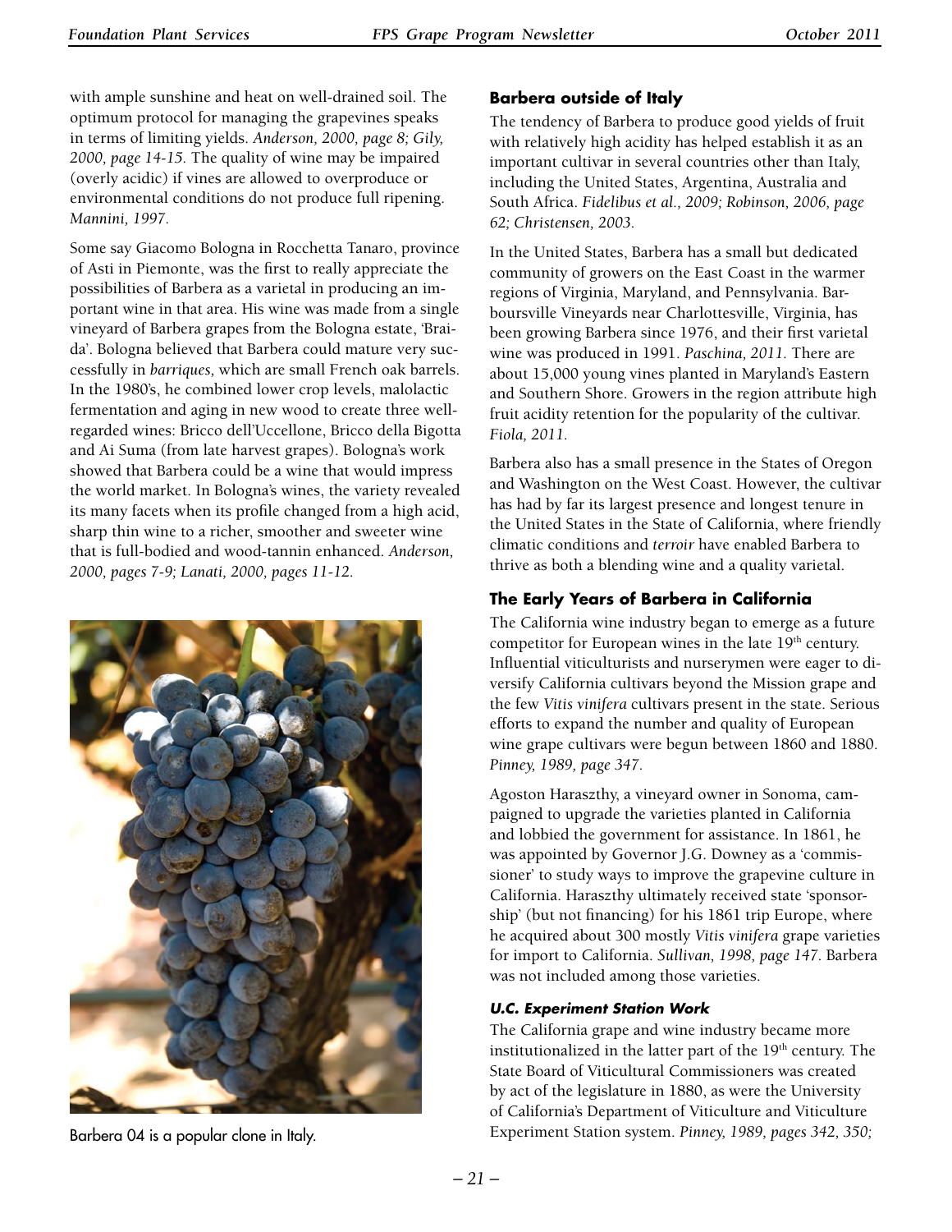with ample sunshine and heat on well-drained soil. The optimum protocol for managing the grapevines speaks in terms of limiting yields. *Anderson, 2000, page 8; Gily, 2000, page 14-15.* The quality of wine may be impaired (overly acidic) if vines are allowed to overproduce or environmental conditions do not produce full ripening. *Mannini, 1997.*

Some say Giacomo Bologna in Rocchetta Tanaro, province of Asti in Piemonte, was the first to really appreciate the possibilities of Barbera as a varietal in producing an important wine in that area. His wine was made from a single vineyard of Barbera grapes from the Bologna estate, 'Braida'. Bologna believed that Barbera could mature very successfully in *barriques,* which are small French oak barrels. In the 1980's, he combined lower crop levels, malolactic fermentation and aging in new wood to create three well-regarded wines: Bricco dell'Uccellone, Bricco della Bigotta and Ai Suma (from late harvest grapes). Bologna's work showed that Barbera could be a wine that would impress the world market. In Bologna's wines, the variety revealed its many facets when its profile changed from a high acid, sharp thin wine to a richer, smoother and sweeter wine that is full-bodied and wood-tannin enhanced. *Anderson, 2000, pages 7-9; Lanati, 2000, pages 11-12.*

Barbera 04 is a popular clone in Italy.

### Barbera outside of Italy

The tendency of Barbera to produce good yields of fruit with relatively high acidity has helped establish it as an important cultivar in several countries other than Italy, including the United States, Argentina, Australia and South Africa. *Fidelibus et al., 2009; Robinson, 2006, page 62; Christensen, 2003.*

In the United States, Barbera has a small but dedicated community of growers on the East Coast in the warmer regions of Virginia, Maryland, and Pennsylvania. Barboursville Vineyards near Charlottesville, Virginia, has been growing Barbera since 1976, and their first varietal wine was produced in 1991. *Paschina, 2011.* There are about 15,000 young vines planted in Maryland's Eastern and Southern Shore. Growers in the region attribute high fruit acidity retention for the popularity of the cultivar. *Fiola, 2011.*

Barbera also has a small presence in the States of Oregon and Washington on the West Coast. However, the cultivar has had by far its largest presence and longest tenure in the United States in the State of California, where friendly climatic conditions and *terroir* have enabled Barbera to thrive as both a blending wine and a quality varietal.

### The Early Years of Barbera in California

The California wine industry began to emerge as a future competitor for European wines in the late 19th century. Influential viticulturists and nurserymen were eager to diversify California cultivars beyond the Mission grape and the few *Vitis vinifera* cultivars present in the state. Serious efforts to expand the number and quality of European wine grape cultivars were begun between 1860 and 1880. *Pinney, 1989, page 347.*

Agoston Haraszthy, a vineyard owner in Sonoma, campaigned to upgrade the varieties planted in California and lobbied the government for assistance. In 1861, he was appointed by Governor J.G. Downey as a 'commissioner' to study ways to improve the grapevine culture in California. Haraszthy ultimately received state 'sponsorship' (but not financing) for his 1861 trip Europe, where he acquired about 300 mostly *Vitis vinifera* grape varieties for import to California. *Sullivan, 1998, page 147.* Barbera was not included among those varieties.

#### *U.C. Experiment Station Work*

The California grape and wine industry became more institutionalized in the latter part of the 19th century. The State Board of Viticultural Commissioners was created by act of the legislature in 1880, as were the University of California's Department of Viticulture and Viticulture Experiment Station system. *Pinney, 1989, pages 342, 350;*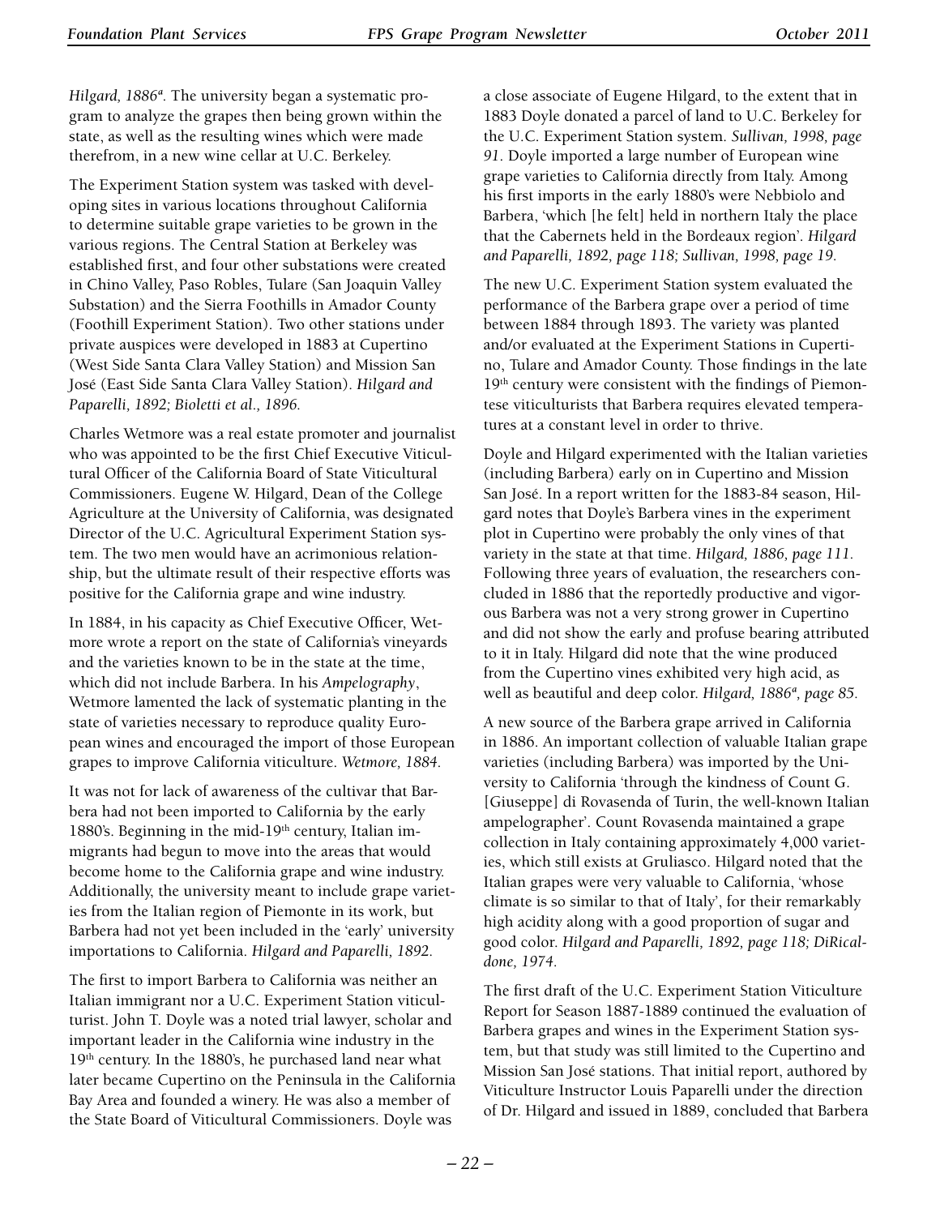*Hilgard, 1886[a]*. The university began a systematic program to analyze the grapes then being grown within the state, as well as the resulting wines which were made therefrom, in a new wine cellar at U.C. Berkeley.

The Experiment Station system was tasked with developing sites in various locations throughout California to determine suitable grape varieties to be grown in the various regions. The Central Station at Berkeley was established first, and four other substations were created in Chino Valley, Paso Robles, Tulare (San Joaquin Valley Substation) and the Sierra Foothills in Amador County (Foothill Experiment Station). Two other stations under private auspices were developed in 1883 at Cupertino (West Side Santa Clara Valley Station) and Mission San José (East Side Santa Clara Valley Station). *Hilgard and Paparelli, 1892; Bioletti et al., 1896.*

Charles Wetmore was a real estate promoter and journalist who was appointed to be the first Chief Executive Viticultural Officer of the California Board of State Viticultural Commissioners. Eugene W. Hilgard, Dean of the College Agriculture at the University of California, was designated Director of the U.C. Agricultural Experiment Station system. The two men would have an acrimonious relationship, but the ultimate result of their respective efforts was positive for the California grape and wine industry.

In 1884, in his capacity as Chief Executive Officer, Wetmore wrote a report on the state of California's vineyards and the varieties known to be in the state at the time, which did not include Barbera. In his *Ampelography*, Wetmore lamented the lack of systematic planting in the state of varieties necessary to reproduce quality European wines and encouraged the import of those European grapes to improve California viticulture. *Wetmore, 1884.*

It was not for lack of awareness of the cultivar that Barbera had not been imported to California by the early 1880's. Beginning in the mid-19th century, Italian immigrants had begun to move into the areas that would become home to the California grape and wine industry. Additionally, the university meant to include grape varieties from the Italian region of Piemonte in its work, but Barbera had not yet been included in the 'early' university importations to California. *Hilgard and Paparelli, 1892.*

The first to import Barbera to California was neither an Italian immigrant nor a U.C. Experiment Station viticulturist. John T. Doyle was a noted trial lawyer, scholar and important leader in the California wine industry in the 19th century. In the 1880's, he purchased land near what later became Cupertino on the Peninsula in the California Bay Area and founded a winery. He was also a member of the State Board of Viticultural Commissioners. Doyle was a close associate of Eugene Hilgard, to the extent that in 1883 Doyle donated a parcel of land to U.C. Berkeley for the U.C. Experiment Station system. *Sullivan, 1998, page 91.* Doyle imported a large number of European wine grape varieties to California directly from Italy. Among his first imports in the early 1880's were Nebbiolo and Barbera, 'which [he felt] held in northern Italy the place that the Cabernets held in the Bordeaux region'. *Hilgard and Paparelli, 1892, page 118; Sullivan, 1998, page 19.*

The new U.C. Experiment Station system evaluated the performance of the Barbera grape over a period of time between 1884 through 1893. The variety was planted and/or evaluated at the Experiment Stations in Cupertino, Tulare and Amador County. Those findings in the late 19th century were consistent with the findings of Piemontese viticulturists that Barbera requires elevated temperatures at a constant level in order to thrive.

Doyle and Hilgard experimented with the Italian varieties (including Barbera) early on in Cupertino and Mission San José. In a report written for the 1883-84 season, Hilgard notes that Doyle's Barbera vines in the experiment plot in Cupertino were probably the only vines of that variety in the state at that time. *Hilgard, 1886, page 111.* Following three years of evaluation, the researchers concluded in 1886 that the reportedly productive and vigorous Barbera was not a very strong grower in Cupertino and did not show the early and profuse bearing attributed to it in Italy. Hilgard did note that the wine produced from the Cupertino vines exhibited very high acid, as well as beautiful and deep color. *Hilgard, 1886[a], page 85.*

A new source of the Barbera grape arrived in California in 1886. An important collection of valuable Italian grape varieties (including Barbera) was imported by the University to California 'through the kindness of Count G. [Giuseppe] di Rovasenda of Turin, the well-known Italian ampelographer'. Count Rovasenda maintained a grape collection in Italy containing approximately 4,000 varieties, which still exists at Gruliasco. Hilgard noted that the Italian grapes were very valuable to California, 'whose climate is so similar to that of Italy', for their remarkably high acidity along with a good proportion of sugar and good color. *Hilgard and Paparelli, 1892, page 118; DiRicaldone, 1974.*

The first draft of the U.C. Experiment Station Viticulture Report for Season 1887-1889 continued the evaluation of Barbera grapes and wines in the Experiment Station system, but that study was still limited to the Cupertino and Mission San José stations. That initial report, authored by Viticulture Instructor Louis Paparelli under the direction of Dr. Hilgard and issued in 1889, concluded that Barbera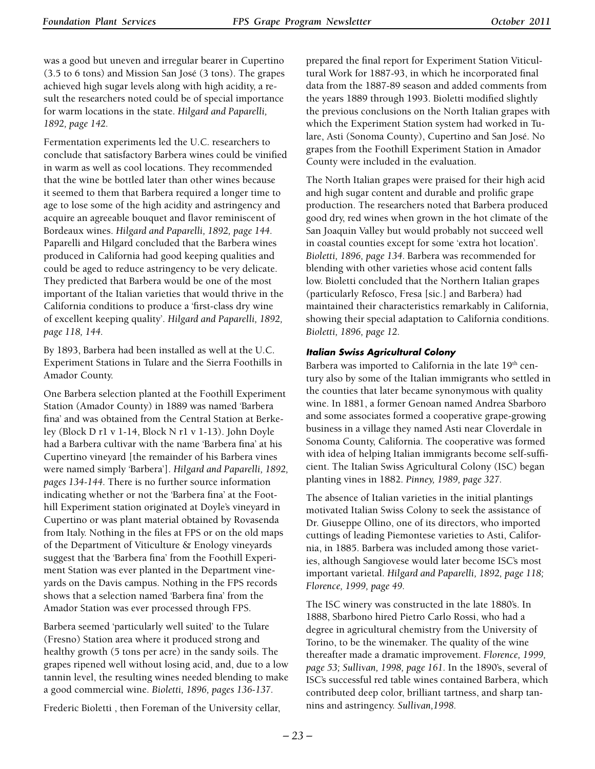was a good but uneven and irregular bearer in Cupertino (3.5 to 6 tons) and Mission San José (3 tons). The grapes achieved high sugar levels along with high acidity, a result the researchers noted could be of special importance for warm locations in the state. *Hilgard and Paparelli, 1892, page 142.*

Fermentation experiments led the U.C. researchers to conclude that satisfactory Barbera wines could be vinified in warm as well as cool locations. They recommended that the wine be bottled later than other wines because it seemed to them that Barbera required a longer time to age to lose some of the high acidity and astringency and acquire an agreeable bouquet and flavor reminiscent of Bordeaux wines. *Hilgard and Paparelli, 1892, page 144.* Paparelli and Hilgard concluded that the Barbera wines produced in California had good keeping qualities and could be aged to reduce astringency to be very delicate. They predicted that Barbera would be one of the most important of the Italian varieties that would thrive in the California conditions to produce a 'first-class dry wine of excellent keeping quality'. *Hilgard and Paparelli, 1892, page 118, 144.*

By 1893, Barbera had been installed as well at the U.C. Experiment Stations in Tulare and the Sierra Foothills in Amador County.

One Barbera selection planted at the Foothill Experiment Station (Amador County) in 1889 was named 'Barbera fina' and was obtained from the Central Station at Berkeley (Block D r1 v 1-14, Block N r1 v 1-13). John Doyle had a Barbera cultivar with the name 'Barbera fina' at his Cupertino vineyard [the remainder of his Barbera vines were named simply 'Barbera']. *Hilgard and Paparelli, 1892, pages 134-144.* There is no further source information indicating whether or not the 'Barbera fina' at the Foothill Experiment station originated at Doyle's vineyard in Cupertino or was plant material obtained by Rovasenda from Italy. Nothing in the files at FPS or on the old maps of the Department of Viticulture & Enology vineyards suggest that the 'Barbera fina' from the Foothill Experiment Station was ever planted in the Department vineyards on the Davis campus. Nothing in the FPS records shows that a selection named 'Barbera fina' from the Amador Station was ever processed through FPS.

Barbera seemed 'particularly well suited' to the Tulare (Fresno) Station area where it produced strong and healthy growth (5 tons per acre) in the sandy soils. The grapes ripened well without losing acid, and, due to a low tannin level, the resulting wines needed blending to make a good commercial wine. *Bioletti, 1896, pages 136-137.*

Frederic Bioletti , then Foreman of the University cellar, prepared the final report for Experiment Station Viticultural Work for 1887-93, in which he incorporated final data from the 1887-89 season and added comments from the years 1889 through 1993. Bioletti modified slightly the previous conclusions on the North Italian grapes with which the Experiment Station system had worked in Tulare, Asti (Sonoma County), Cupertino and San José. No grapes from the Foothill Experiment Station in Amador County were included in the evaluation.

The North Italian grapes were praised for their high acid and high sugar content and durable and prolific grape production. The researchers noted that Barbera produced good dry, red wines when grown in the hot climate of the San Joaquin Valley but would probably not succeed well in coastal counties except for some 'extra hot location'. *Bioletti, 1896, page 134.* Barbera was recommended for blending with other varieties whose acid content falls low. Bioletti concluded that the Northern Italian grapes (particularly Refosco, Fresa [sic.] and Barbera) had maintained their characteristics remarkably in California, showing their special adaptation to California conditions. *Bioletti, 1896, page 12.*

### *Italian Swiss Agricultural Colony*

Barbera was imported to California in the late 19th century also by some of the Italian immigrants who settled in the counties that later became synonymous with quality wine. In 1881, a former Genoan named Andrea Sbarboro and some associates formed a cooperative grape-growing business in a village they named Asti near Cloverdale in Sonoma County, California. The cooperative was formed with idea of helping Italian immigrants become self-sufficient. The Italian Swiss Agricultural Colony (ISC) began planting vines in 1882. *Pinney, 1989, page 327.*

The absence of Italian varieties in the initial plantings motivated Italian Swiss Colony to seek the assistance of Dr. Giuseppe Ollino, one of its directors, who imported cuttings of leading Piemontese varieties to Asti, California, in 1885. Barbera was included among those varieties, although Sangiovese would later become ISC's most important varietal. *Hilgard and Paparelli, 1892, page 118; Florence, 1999, page 49.*

The ISC winery was constructed in the late 1880's. In 1888, Sbarbono hired Pietro Carlo Rossi, who had a degree in agricultural chemistry from the University of Torino, to be the winemaker. The quality of the wine thereafter made a dramatic improvement. *Florence, 1999, page 53; Sullivan, 1998, page 161.* In the 1890's, several of ISC's successful red table wines contained Barbera, which contributed deep color, brilliant tartness, and sharp tannins and astringency. *Sullivan,1998.*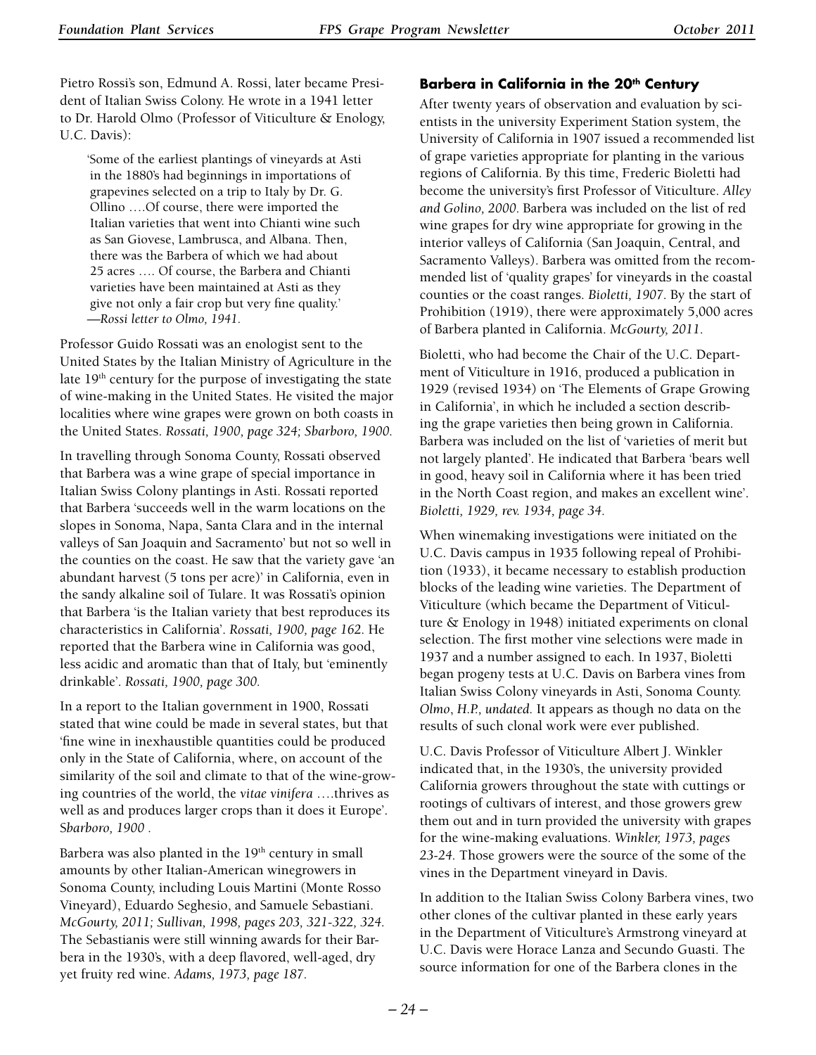Pietro Rossi's son, Edmund A. Rossi, later became President of Italian Swiss Colony. He wrote in a 1941 letter to Dr. Harold Olmo (Professor of Viticulture & Enology, U.C. Davis):

> 'Some of the earliest plantings of vineyards at Asti in the 1880's had beginnings in importations of grapevines selected on a trip to Italy by Dr. G. Ollino ….Of course, there were imported the Italian varieties that went into Chianti wine such as San Giovese, Lambrusca, and Albana. Then, there was the Barbera of which we had about 25 acres …. Of course, the Barbera and Chianti varieties have been maintained at Asti as they give not only a fair crop but very fine quality.'
> *—Rossi letter to Olmo, 1941.*

Professor Guido Rossati was an enologist sent to the United States by the Italian Ministry of Agriculture in the late 19th century for the purpose of investigating the state of wine-making in the United States. He visited the major localities where wine grapes were grown on both coasts in the United States. *Rossati, 1900, page 324; Sbarboro, 1900.*

In travelling through Sonoma County, Rossati observed that Barbera was a wine grape of special importance in Italian Swiss Colony plantings in Asti. Rossati reported that Barbera 'succeeds well in the warm locations on the slopes in Sonoma, Napa, Santa Clara and in the internal valleys of San Joaquin and Sacramento' but not so well in the counties on the coast. He saw that the variety gave 'an abundant harvest (5 tons per acre)' in California, even in the sandy alkaline soil of Tulare. It was Rossati's opinion that Barbera 'is the Italian variety that best reproduces its characteristics in California'. *Rossati, 1900, page 162.* He reported that the Barbera wine in California was good, less acidic and aromatic than that of Italy, but 'eminently drinkable'. *Rossati, 1900, page 300.*

In a report to the Italian government in 1900, Rossati stated that wine could be made in several states, but that 'fine wine in inexhaustible quantities could be produced only in the State of California, where, on account of the similarity of the soil and climate to that of the wine-growing countries of the world, the *vitae vinifera* ….thrives as well as and produces larger crops than it does it Europe'. *Sbarboro, 1900 .*

Barbera was also planted in the 19th century in small amounts by other Italian-American winegrowers in Sonoma County, including Louis Martini (Monte Rosso Vineyard), Eduardo Seghesio, and Samuele Sebastiani. *McGourty, 2011; Sullivan, 1998, pages 203, 321-322, 324.* The Sebastianis were still winning awards for their Barbera in the 1930's, with a deep flavored, well-aged, dry yet fruity red wine. *Adams, 1973, page 187.*

### Barbera in California in the 20th Century

After twenty years of observation and evaluation by scientists in the university Experiment Station system, the University of California in 1907 issued a recommended list of grape varieties appropriate for planting in the various regions of California. By this time, Frederic Bioletti had become the university's first Professor of Viticulture. *Alley and Golino, 2000.* Barbera was included on the list of red wine grapes for dry wine appropriate for growing in the interior valleys of California (San Joaquin, Central, and Sacramento Valleys). Barbera was omitted from the recommended list of 'quality grapes' for vineyards in the coastal counties or the coast ranges. *Bioletti, 1907.* By the start of Prohibition (1919), there were approximately 5,000 acres of Barbera planted in California. *McGourty, 2011.*

Bioletti, who had become the Chair of the U.C. Department of Viticulture in 1916, produced a publication in 1929 (revised 1934) on 'The Elements of Grape Growing in California', in which he included a section describing the grape varieties then being grown in California. Barbera was included on the list of 'varieties of merit but not largely planted'. He indicated that Barbera 'bears well in good, heavy soil in California where it has been tried in the North Coast region, and makes an excellent wine'. *Bioletti, 1929, rev. 1934, page 34.*

When winemaking investigations were initiated on the U.C. Davis campus in 1935 following repeal of Prohibition (1933), it became necessary to establish production blocks of the leading wine varieties. The Department of Viticulture (which became the Department of Viticulture & Enology in 1948) initiated experiments on clonal selection. The first mother vine selections were made in 1937 and a number assigned to each. In 1937, Bioletti began progeny tests at U.C. Davis on Barbera vines from Italian Swiss Colony vineyards in Asti, Sonoma County. *Olmo, H.P., undated.* It appears as though no data on the results of such clonal work were ever published.

U.C. Davis Professor of Viticulture Albert J. Winkler indicated that, in the 1930's, the university provided California growers throughout the state with cuttings or rootings of cultivars of interest, and those growers grew them out and in turn provided the university with grapes for the wine-making evaluations. *Winkler, 1973, pages 23-24.* Those growers were the source of the some of the vines in the Department vineyard in Davis.

In addition to the Italian Swiss Colony Barbera vines, two other clones of the cultivar planted in these early years in the Department of Viticulture's Armstrong vineyard at U.C. Davis were Horace Lanza and Secundo Guasti. The source information for one of the Barbera clones in the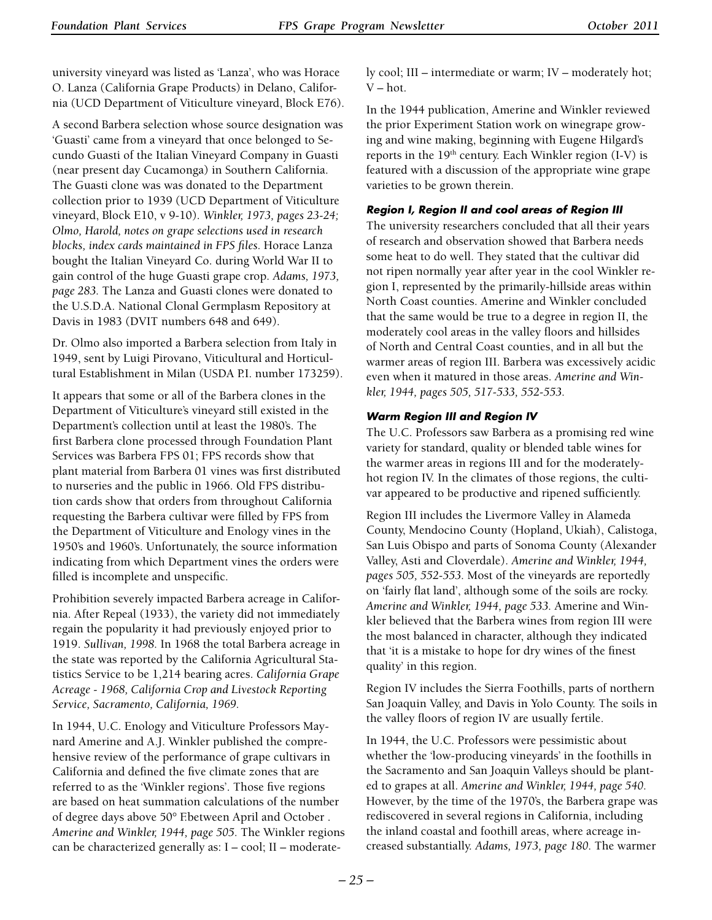university vineyard was listed as 'Lanza', who was Horace O. Lanza (California Grape Products) in Delano, California (UCD Department of Viticulture vineyard, Block E76).

A second Barbera selection whose source designation was 'Guasti' came from a vineyard that once belonged to Secundo Guasti of the Italian Vineyard Company in Guasti (near present day Cucamonga) in Southern California. The Guasti clone was was donated to the Department collection prior to 1939 (UCD Department of Viticulture vineyard, Block E10, v 9-10). *Winkler, 1973, pages 23-24; Olmo, Harold, notes on grape selections used in research blocks, index cards maintained in FPS files.* Horace Lanza bought the Italian Vineyard Co. during World War II to gain control of the huge Guasti grape crop. *Adams, 1973, page 283.* The Lanza and Guasti clones were donated to the U.S.D.A. National Clonal Germplasm Repository at Davis in 1983 (DVIT numbers 648 and 649).

Dr. Olmo also imported a Barbera selection from Italy in 1949, sent by Luigi Pirovano, Viticultural and Horticultural Establishment in Milan (USDA P.I. number 173259).

It appears that some or all of the Barbera clones in the Department of Viticulture's vineyard still existed in the Department's collection until at least the 1980's. The first Barbera clone processed through Foundation Plant Services was Barbera FPS 01; FPS records show that plant material from Barbera 01 vines was first distributed to nurseries and the public in 1966. Old FPS distribution cards show that orders from throughout California requesting the Barbera cultivar were filled by FPS from the Department of Viticulture and Enology vines in the 1950's and 1960's. Unfortunately, the source information indicating from which Department vines the orders were filled is incomplete and unspecific.

Prohibition severely impacted Barbera acreage in California. After Repeal (1933), the variety did not immediately regain the popularity it had previously enjoyed prior to 1919. *Sullivan, 1998.* In 1968 the total Barbera acreage in the state was reported by the California Agricultural Statistics Service to be 1,214 bearing acres. *California Grape Acreage - 1968, California Crop and Livestock Reporting Service, Sacramento, California, 1969.*

In 1944, U.C. Enology and Viticulture Professors Maynard Amerine and A.J. Winkler published the comprehensive review of the performance of grape cultivars in California and defined the five climate zones that are referred to as the 'Winkler regions'. Those five regions are based on heat summation calculations of the number of degree days above 50° F.between April and October . *Amerine and Winkler, 1944, page 505.* The Winkler regions can be characterized generally as: I – cool; II – moderately cool; III – intermediate or warm; IV – moderately hot; V – hot.

In the 1944 publication, Amerine and Winkler reviewed the prior Experiment Station work on winegrape growing and wine making, beginning with Eugene Hilgard's reports in the 19th century. Each Winkler region (I-V) is featured with a discussion of the appropriate wine grape varieties to be grown therein.

### Region I, Region II and cool areas of Region III

The university researchers concluded that all their years of research and observation showed that Barbera needs some heat to do well. They stated that the cultivar did not ripen normally year after year in the cool Winkler region I, represented by the primarily-hillside areas within North Coast counties. Amerine and Winkler concluded that the same would be true to a degree in region II, the moderately cool areas in the valley floors and hillsides of North and Central Coast counties, and in all but the warmer areas of region III. Barbera was excessively acidic even when it matured in those areas. *Amerine and Winkler, 1944, pages 505, 517-533, 552-553.*

### Warm Region III and Region IV

The U.C. Professors saw Barbera as a promising red wine variety for standard, quality or blended table wines for the warmer areas in regions III and for the moderately-hot region IV. In the climates of those regions, the cultivar appeared to be productive and ripened sufficiently.

Region III includes the Livermore Valley in Alameda County, Mendocino County (Hopland, Ukiah), Calistoga, San Luis Obispo and parts of Sonoma County (Alexander Valley, Asti and Cloverdale). *Amerine and Winkler, 1944, pages 505, 552-553.* Most of the vineyards are reportedly on 'fairly flat land', although some of the soils are rocky. *Amerine and Winkler, 1944, page 533.* Amerine and Winkler believed that the Barbera wines from region III were the most balanced in character, although they indicated that 'it is a mistake to hope for dry wines of the finest quality' in this region.

Region IV includes the Sierra Foothills, parts of northern San Joaquin Valley, and Davis in Yolo County. The soils in the valley floors of region IV are usually fertile.

In 1944, the U.C. Professors were pessimistic about whether the 'low-producing vineyards' in the foothills in the Sacramento and San Joaquin Valleys should be planted to grapes at all. *Amerine and Winkler, 1944, page 540.* However, by the time of the 1970's, the Barbera grape was rediscovered in several regions in California, including the inland coastal and foothill areas, where acreage increased substantially. *Adams, 1973, page 180.* The warmer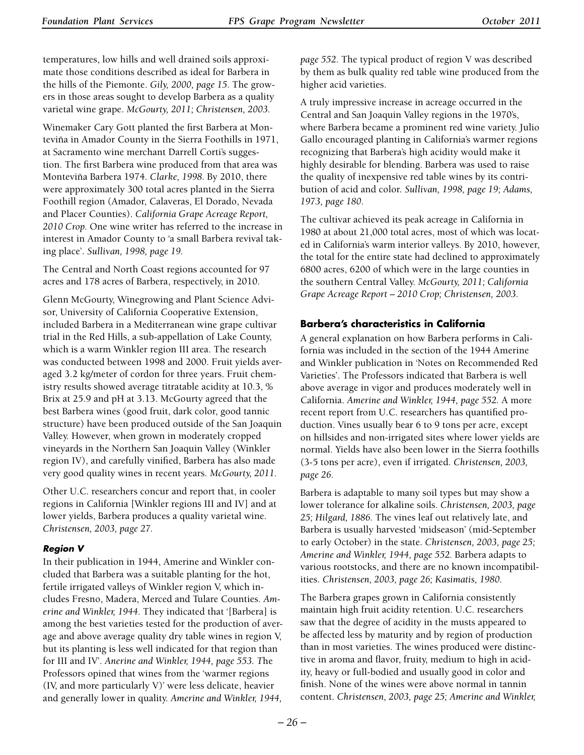temperatures, low hills and well drained soils approximate those conditions described as ideal for Barbera in the hills of the Piemonte. *Gily, 2000, page 15.* The growers in those areas sought to develop Barbera as a quality varietal wine grape. *McGourty, 2011; Christensen, 2003.*

Winemaker Cary Gott planted the first Barbera at Monteviña in Amador County in the Sierra Foothills in 1971, at Sacramento wine merchant Darrell Corti's suggestion. The first Barbera wine produced from that area was Monteviña Barbera 1974. *Clarke, 1998.* By 2010, there were approximately 300 total acres planted in the Sierra Foothill region (Amador, Calaveras, El Dorado, Nevada and Placer Counties). *California Grape Acreage Report, 2010 Crop.* One wine writer has referred to the increase in interest in Amador County to 'a small Barbera revival taking place'. *Sullivan, 1998, page 19.*

The Central and North Coast regions accounted for 97 acres and 178 acres of Barbera, respectively, in 2010.

Glenn McGourty, Winegrowing and Plant Science Advisor, University of California Cooperative Extension, included Barbera in a Mediterranean wine grape cultivar trial in the Red Hills, a sub-appellation of Lake County, which is a warm Winkler region III area. The research was conducted between 1998 and 2000. Fruit yields averaged 3.2 kg/meter of cordon for three years. Fruit chemistry results showed average titratable acidity at 10.3, % Brix at 25.9 and pH at 3.13. McGourty agreed that the best Barbera wines (good fruit, dark color, good tannic structure) have been produced outside of the San Joaquin Valley. However, when grown in moderately cropped vineyards in the Northern San Joaquin Valley (Winkler region IV), and carefully vinified, Barbera has also made very good quality wines in recent years. *McGourty, 2011.*

Other U.C. researchers concur and report that, in cooler regions in California [Winkler regions III and IV] and at lower yields, Barbera produces a quality varietal wine. *Christensen, 2003, page 27.*

#### *Region V*

In their publication in 1944, Amerine and Winkler concluded that Barbera was a suitable planting for the hot, fertile irrigated valleys of Winkler region V, which includes Fresno, Madera, Merced and Tulare Counties. *Amerine and Winkler, 1944.* They indicated that '[Barbera] is among the best varieties tested for the production of average and above average quality dry table wines in region V, but its planting is less well indicated for that region than for III and IV'. *Amerine and Winkler, 1944, page 553.* The Professors opined that wines from the 'warmer regions (IV, and more particularly V)' were less delicate, heavier and generally lower in quality. *Amerine and Winkler, 1944, page 552.* The typical product of region V was described by them as bulk quality red table wine produced from the higher acid varieties.

A truly impressive increase in acreage occurred in the Central and San Joaquin Valley regions in the 1970's, where Barbera became a prominent red wine variety. Julio Gallo encouraged planting in California's warmer regions recognizing that Barbera's high acidity would make it highly desirable for blending. Barbera was used to raise the quality of inexpensive red table wines by its contribution of acid and color. *Sullivan, 1998, page 19; Adams, 1973, page 180.*

The cultivar achieved its peak acreage in California in 1980 at about 21,000 total acres, most of which was located in California's warm interior valleys. By 2010, however, the total for the entire state had declined to approximately 6800 acres, 6200 of which were in the large counties in the southern Central Valley. *McGourty, 2011; California Grape Acreage Report – 2010 Crop; Christensen, 2003.*

### Barbera's characteristics in California

A general explanation on how Barbera performs in California was included in the section of the 1944 Amerine and Winkler publication in 'Notes on Recommended Red Varieties'. The Professors indicated that Barbera is well above average in vigor and produces moderately well in California. *Amerine and Winkler, 1944, page 552.* A more recent report from U.C. researchers has quantified production. Vines usually bear 6 to 9 tons per acre, except on hillsides and non-irrigated sites where lower yields are normal. Yields have also been lower in the Sierra foothills (3-5 tons per acre), even if irrigated. *Christensen, 2003, page 26.*

Barbera is adaptable to many soil types but may show a lower tolerance for alkaline soils. *Christensen, 2003, page 25; Hilgard, 1886.* The vines leaf out relatively late, and Barbera is usually harvested 'midseason' (mid-September to early October) in the state. *Christensen, 2003, page 25; Amerine and Winkler, 1944, page 552.* Barbera adapts to various rootstocks, and there are no known incompatibilities. *Christensen, 2003, page 26; Kasimatis, 1980.*

The Barbera grapes grown in California consistently maintain high fruit acidity retention. U.C. researchers saw that the degree of acidity in the musts appeared to be affected less by maturity and by region of production than in most varieties. The wines produced were distinctive in aroma and flavor, fruity, medium to high in acidity, heavy or full-bodied and usually good in color and finish. None of the wines were above normal in tannin content. *Christensen, 2003, page 25; Amerine and Winkler,*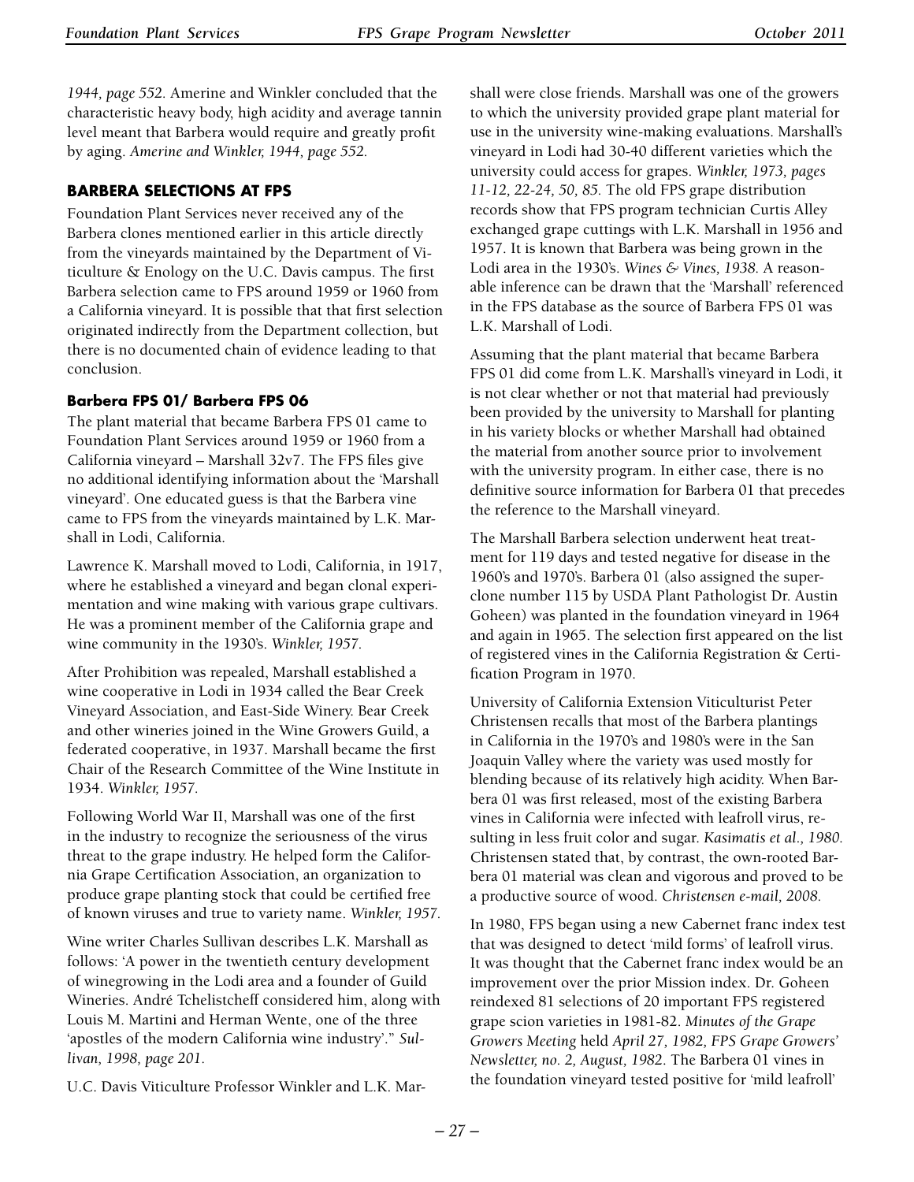*1944, page 552.* Amerine and Winkler concluded that the characteristic heavy body, high acidity and average tannin level meant that Barbera would require and greatly profit by aging. *Amerine and Winkler, 1944, page 552.*

## BARBERA SELECTIONS AT FPS

Foundation Plant Services never received any of the Barbera clones mentioned earlier in this article directly from the vineyards maintained by the Department of Viticulture & Enology on the U.C. Davis campus. The first Barbera selection came to FPS around 1959 or 1960 from a California vineyard. It is possible that that first selection originated indirectly from the Department collection, but there is no documented chain of evidence leading to that conclusion.

### Barbera FPS 01/ Barbera FPS 06

The plant material that became Barbera FPS 01 came to Foundation Plant Services around 1959 or 1960 from a California vineyard – Marshall 32v7. The FPS files give no additional identifying information about the 'Marshall vineyard'. One educated guess is that the Barbera vine came to FPS from the vineyards maintained by L.K. Marshall in Lodi, California.

Lawrence K. Marshall moved to Lodi, California, in 1917, where he established a vineyard and began clonal experimentation and wine making with various grape cultivars. He was a prominent member of the California grape and wine community in the 1930's. *Winkler, 1957.*

After Prohibition was repealed, Marshall established a wine cooperative in Lodi in 1934 called the Bear Creek Vineyard Association, and East-Side Winery. Bear Creek and other wineries joined in the Wine Growers Guild, a federated cooperative, in 1937. Marshall became the first Chair of the Research Committee of the Wine Institute in 1934. *Winkler, 1957.*

Following World War II, Marshall was one of the first in the industry to recognize the seriousness of the virus threat to the grape industry. He helped form the California Grape Certification Association, an organization to produce grape planting stock that could be certified free of known viruses and true to variety name. *Winkler, 1957.*

Wine writer Charles Sullivan describes L.K. Marshall as follows: 'A power in the twentieth century development of winegrowing in the Lodi area and a founder of Guild Wineries. André Tchelistcheff considered him, along with Louis M. Martini and Herman Wente, one of the three 'apostles of the modern California wine industry'." *Sullivan, 1998, page 201.*

U.C. Davis Viticulture Professor Winkler and L.K. Marshall were close friends. Marshall was one of the growers to which the university provided grape plant material for use in the university wine-making evaluations. Marshall's vineyard in Lodi had 30-40 different varieties which the university could access for grapes. *Winkler, 1973, pages 11-12, 22-24, 50, 85.* The old FPS grape distribution records show that FPS program technician Curtis Alley exchanged grape cuttings with L.K. Marshall in 1956 and 1957. It is known that Barbera was being grown in the Lodi area in the 1930's. *Wines & Vines, 1938.* A reasonable inference can be drawn that the 'Marshall' referenced in the FPS database as the source of Barbera FPS 01 was L.K. Marshall of Lodi.

Assuming that the plant material that became Barbera FPS 01 did come from L.K. Marshall's vineyard in Lodi, it is not clear whether or not that material had previously been provided by the university to Marshall for planting in his variety blocks or whether Marshall had obtained the material from another source prior to involvement with the university program. In either case, there is no definitive source information for Barbera 01 that precedes the reference to the Marshall vineyard.

The Marshall Barbera selection underwent heat treatment for 119 days and tested negative for disease in the 1960's and 1970's. Barbera 01 (also assigned the superclone number 115 by USDA Plant Pathologist Dr. Austin Goheen) was planted in the foundation vineyard in 1964 and again in 1965. The selection first appeared on the list of registered vines in the California Registration & Certification Program in 1970.

University of California Extension Viticulturist Peter Christensen recalls that most of the Barbera plantings in California in the 1970's and 1980's were in the San Joaquin Valley where the variety was used mostly for blending because of its relatively high acidity. When Barbera 01 was first released, most of the existing Barbera vines in California were infected with leafroll virus, resulting in less fruit color and sugar. *Kasimatis et al., 1980.* Christensen stated that, by contrast, the own-rooted Barbera 01 material was clean and vigorous and proved to be a productive source of wood. *Christensen e-mail, 2008.*

In 1980, FPS began using a new Cabernet franc index test that was designed to detect 'mild forms' of leafroll virus. It was thought that the Cabernet franc index would be an improvement over the prior Mission index. Dr. Goheen reindexed 81 selections of 20 important FPS registered grape scion varieties in 1981-82. *Minutes of the Grape Growers Meeting held April 27, 1982, FPS Grape Growers' Newsletter, no. 2, August, 1982.* The Barbera 01 vines in the foundation vineyard tested positive for 'mild leafroll'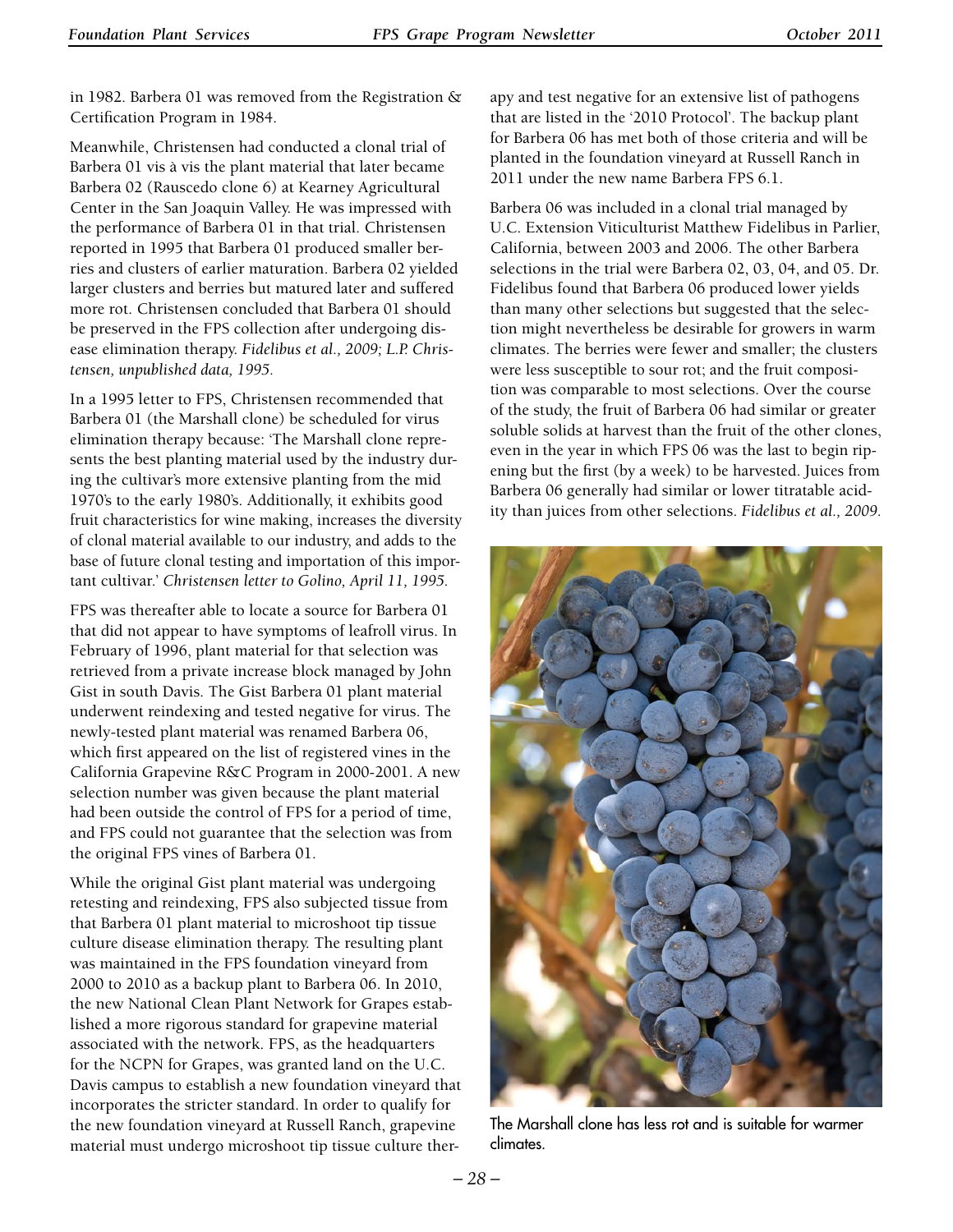in 1982. Barbera 01 was removed from the Registration & Certification Program in 1984.

Meanwhile, Christensen had conducted a clonal trial of Barbera 01 vis à vis the plant material that later became Barbera 02 (Rauscedo clone 6) at Kearney Agricultural Center in the San Joaquin Valley. He was impressed with the performance of Barbera 01 in that trial. Christensen reported in 1995 that Barbera 01 produced smaller berries and clusters of earlier maturation. Barbera 02 yielded larger clusters and berries but matured later and suffered more rot. Christensen concluded that Barbera 01 should be preserved in the FPS collection after undergoing disease elimination therapy. *Fidelibus et al., 2009; L.P. Christensen, unpublished data, 1995.*

In a 1995 letter to FPS, Christensen recommended that Barbera 01 (the Marshall clone) be scheduled for virus elimination therapy because: 'The Marshall clone represents the best planting material used by the industry during the cultivar's more extensive planting from the mid 1970's to the early 1980's. Additionally, it exhibits good fruit characteristics for wine making, increases the diversity of clonal material available to our industry, and adds to the base of future clonal testing and importation of this important cultivar.' *Christensen letter to Golino, April 11, 1995.*

FPS was thereafter able to locate a source for Barbera 01 that did not appear to have symptoms of leafroll virus. In February of 1996, plant material for that selection was retrieved from a private increase block managed by John Gist in south Davis. The Gist Barbera 01 plant material underwent reindexing and tested negative for virus. The newly-tested plant material was renamed Barbera 06, which first appeared on the list of registered vines in the California Grapevine R&C Program in 2000-2001. A new selection number was given because the plant material had been outside the control of FPS for a period of time, and FPS could not guarantee that the selection was from the original FPS vines of Barbera 01.

While the original Gist plant material was undergoing retesting and reindexing, FPS also subjected tissue from that Barbera 01 plant material to microshoot tip tissue culture disease elimination therapy. The resulting plant was maintained in the FPS foundation vineyard from 2000 to 2010 as a backup plant to Barbera 06. In 2010, the new National Clean Plant Network for Grapes established a more rigorous standard for grapevine material associated with the network. FPS, as the headquarters for the NCPN for Grapes, was granted land on the U.C. Davis campus to establish a new foundation vineyard that incorporates the stricter standard. In order to qualify for the new foundation vineyard at Russell Ranch, grapevine material must undergo microshoot tip tissue culture therapy and test negative for an extensive list of pathogens that are listed in the '2010 Protocol'. The backup plant for Barbera 06 has met both of those criteria and will be planted in the foundation vineyard at Russell Ranch in 2011 under the new name Barbera FPS 6.1.

Barbera 06 was included in a clonal trial managed by U.C. Extension Viticulturist Matthew Fidelibus in Parlier, California, between 2003 and 2006. The other Barbera selections in the trial were Barbera 02, 03, 04, and 05. Dr. Fidelibus found that Barbera 06 produced lower yields than many other selections but suggested that the selection might nevertheless be desirable for growers in warm climates. The berries were fewer and smaller; the clusters were less susceptible to sour rot; and the fruit composition was comparable to most selections. Over the course of the study, the fruit of Barbera 06 had similar or greater soluble solids at harvest than the fruit of the other clones, even in the year in which FPS 06 was the last to begin ripening but the first (by a week) to be harvested. Juices from Barbera 06 generally had similar or lower titratable acidity than juices from other selections. *Fidelibus et al., 2009.*

The Marshall clone has less rot and is suitable for warmer climates.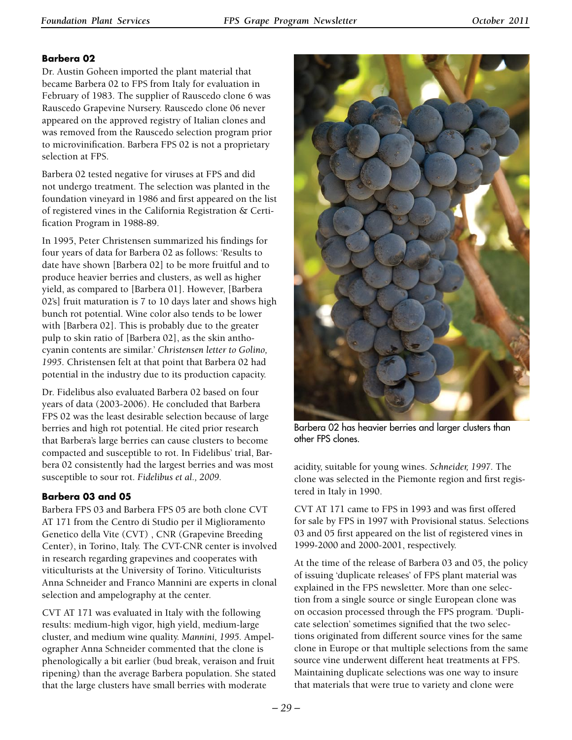### Barbera 02

Dr. Austin Goheen imported the plant material that became Barbera 02 to FPS from Italy for evaluation in February of 1983. The supplier of Rauscedo clone 6 was Rauscedo Grapevine Nursery. Rauscedo clone 06 never appeared on the approved registry of Italian clones and was removed from the Rauscedo selection program prior to microvinification. Barbera FPS 02 is not a proprietary selection at FPS.

Barbera 02 tested negative for viruses at FPS and did not undergo treatment. The selection was planted in the foundation vineyard in 1986 and first appeared on the list of registered vines in the California Registration & Certification Program in 1988-89.

In 1995, Peter Christensen summarized his findings for four years of data for Barbera 02 as follows: 'Results to date have shown [Barbera 02] to be more fruitful and to produce heavier berries and clusters, as well as higher yield, as compared to [Barbera 01]. However, [Barbera 02's] fruit maturation is 7 to 10 days later and shows high bunch rot potential. Wine color also tends to be lower with [Barbera 02]. This is probably due to the greater pulp to skin ratio of [Barbera 02], as the skin anthocyanin contents are similar.' *Christensen letter to Golino, 1995.* Christensen felt at that point that Barbera 02 had potential in the industry due to its production capacity.

Dr. Fidelibus also evaluated Barbera 02 based on four years of data (2003-2006). He concluded that Barbera FPS 02 was the least desirable selection because of large berries and high rot potential. He cited prior research that Barbera's large berries can cause clusters to become compacted and susceptible to rot. In Fidelibus' trial, Barbera 02 consistently had the largest berries and was most susceptible to sour rot. *Fidelibus et al., 2009.*

Barbera 02 has heavier berries and larger clusters than other FPS clones.

### Barbera 03 and 05

Barbera FPS 03 and Barbera FPS 05 are both clone CVT AT 171 from the Centro di Studio per il Miglioramento Genetico della Vite (CVT) , CNR (Grapevine Breeding Center), in Torino, Italy. The CVT-CNR center is involved in research regarding grapevines and cooperates with viticulturists at the University of Torino. Viticulturists Anna Schneider and Franco Mannini are experts in clonal selection and ampelography at the center.

CVT AT 171 was evaluated in Italy with the following results: medium-high vigor, high yield, medium-large cluster, and medium wine quality. *Mannini, 1995.* Ampelographer Anna Schneider commented that the clone is phenologically a bit earlier (bud break, veraison and fruit ripening) than the average Barbera population. She stated that the large clusters have small berries with moderate acidity, suitable for young wines. *Schneider, 1997.* The clone was selected in the Piemonte region and first registered in Italy in 1990.

CVT AT 171 came to FPS in 1993 and was first offered for sale by FPS in 1997 with Provisional status. Selections 03 and 05 first appeared on the list of registered vines in 1999-2000 and 2000-2001, respectively.

At the time of the release of Barbera 03 and 05, the policy of issuing 'duplicate releases' of FPS plant material was explained in the FPS newsletter. More than one selection from a single source or single European clone was on occasion processed through the FPS program. 'Duplicate selection' sometimes signified that the two selections originated from different source vines for the same clone in Europe or that multiple selections from the same source vine underwent different heat treatments at FPS. Maintaining duplicate selections was one way to insure that materials that were true to variety and clone were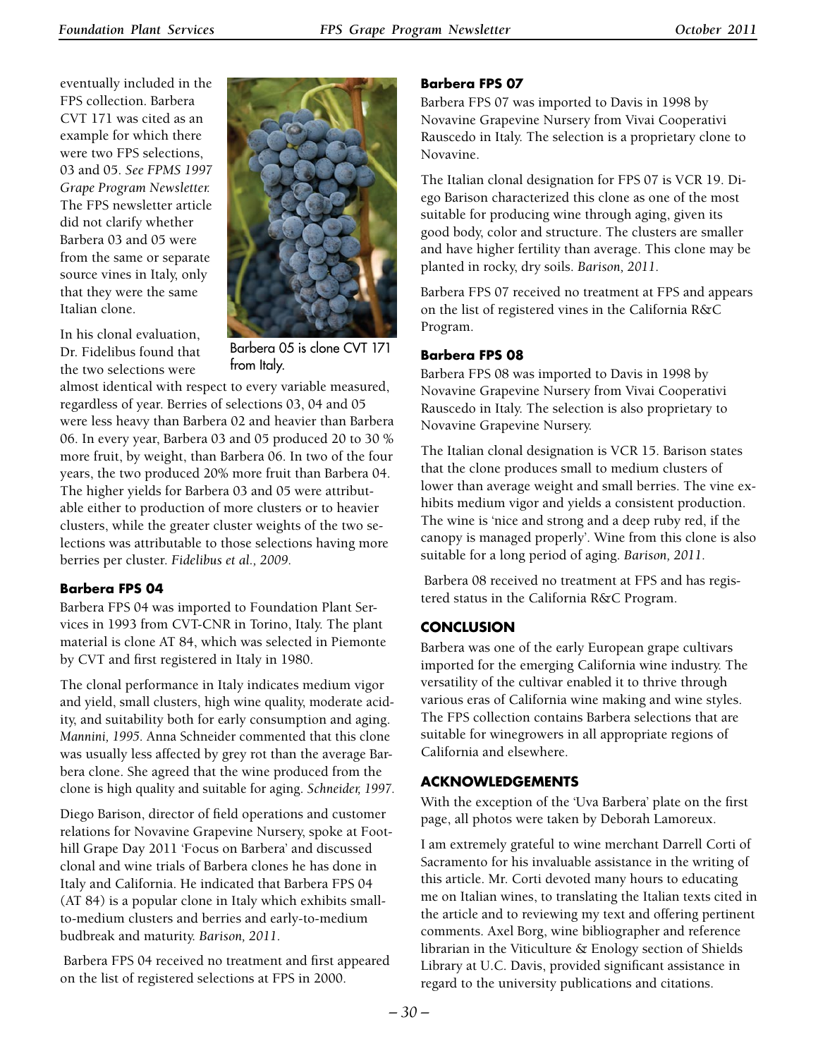eventually included in the FPS collection. Barbera CVT 171 was cited as an example for which there were two FPS selections, 03 and 05. *See FPMS 1997 Grape Program Newsletter.* The FPS newsletter article did not clarify whether Barbera 03 and 05 were from the same or separate source vines in Italy, only that they were the same Italian clone.

Barbera 05 is clone CVT 171 from Italy.

In his clonal evaluation, Dr. Fidelibus found that the two selections were almost identical with respect to every variable measured, regardless of year. Berries of selections 03, 04 and 05 were less heavy than Barbera 02 and heavier than Barbera 06. In every year, Barbera 03 and 05 produced 20 to 30 % more fruit, by weight, than Barbera 06. In two of the four years, the two produced 20% more fruit than Barbera 04. The higher yields for Barbera 03 and 05 were attributable either to production of more clusters or to heavier clusters, while the greater cluster weights of the two selections was attributable to those selections having more berries per cluster. *Fidelibus et al., 2009.*

### Barbera FPS 04

Barbera FPS 04 was imported to Foundation Plant Services in 1993 from CVT-CNR in Torino, Italy. The plant material is clone AT 84, which was selected in Piemonte by CVT and first registered in Italy in 1980.

The clonal performance in Italy indicates medium vigor and yield, small clusters, high wine quality, moderate acidity, and suitability both for early consumption and aging. *Mannini, 1995.* Anna Schneider commented that this clone was usually less affected by grey rot than the average Barbera clone. She agreed that the wine produced from the clone is high quality and suitable for aging. *Schneider, 1997.*

Diego Barison, director of field operations and customer relations for Novavine Grapevine Nursery, spoke at Foothill Grape Day 2011 'Focus on Barbera' and discussed clonal and wine trials of Barbera clones he has done in Italy and California. He indicated that Barbera FPS 04 (AT 84) is a popular clone in Italy which exhibits small-to-medium clusters and berries and early-to-medium budbreak and maturity. *Barison, 2011.*

Barbera FPS 04 received no treatment and first appeared on the list of registered selections at FPS in 2000.

### Barbera FPS 07

Barbera FPS 07 was imported to Davis in 1998 by Novavine Grapevine Nursery from Vivai Cooperativi Rauscedo in Italy. The selection is a proprietary clone to Novavine.

The Italian clonal designation for FPS 07 is VCR 19. Diego Barison characterized this clone as one of the most suitable for producing wine through aging, given its good body, color and structure. The clusters are smaller and have higher fertility than average. This clone may be planted in rocky, dry soils. *Barison, 2011.*

Barbera FPS 07 received no treatment at FPS and appears on the list of registered vines in the California R&C Program.

### Barbera FPS 08

Barbera FPS 08 was imported to Davis in 1998 by Novavine Grapevine Nursery from Vivai Cooperativi Rauscedo in Italy. The selection is also proprietary to Novavine Grapevine Nursery.

The Italian clonal designation is VCR 15. Barison states that the clone produces small to medium clusters of lower than average weight and small berries. The vine exhibits medium vigor and yields a consistent production. The wine is 'nice and strong and a deep ruby red, if the canopy is managed properly'. Wine from this clone is also suitable for a long period of aging. *Barison, 2011.*

Barbera 08 received no treatment at FPS and has registered status in the California R&C Program.

## CONCLUSION

Barbera was one of the early European grape cultivars imported for the emerging California wine industry. The versatility of the cultivar enabled it to thrive through various eras of California wine making and wine styles. The FPS collection contains Barbera selections that are suitable for winegrowers in all appropriate regions of California and elsewhere.

## ACKNOWLEDGEMENTS

With the exception of the 'Uva Barbera' plate on the first page, all photos were taken by Deborah Lamoreux.

I am extremely grateful to wine merchant Darrell Corti of Sacramento for his invaluable assistance in the writing of this article. Mr. Corti devoted many hours to educating me on Italian wines, to translating the Italian texts cited in the article and to reviewing my text and offering pertinent comments. Axel Borg, wine bibliographer and reference librarian in the Viticulture & Enology section of Shields Library at U.C. Davis, provided significant assistance in regard to the university publications and citations.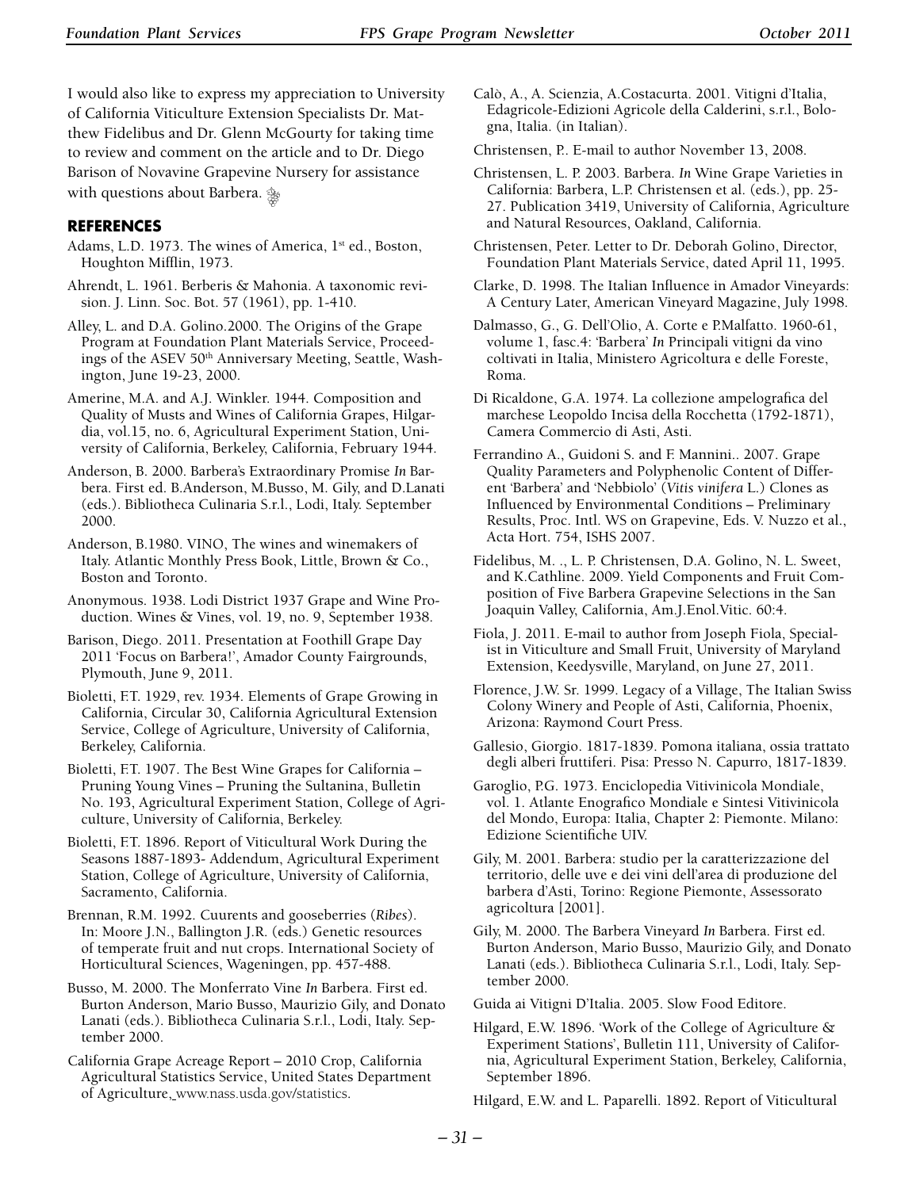I would also like to express my appreciation to University of California Viticulture Extension Specialists Dr. Matthew Fidelibus and Dr. Glenn McGourty for taking time to review and comment on the article and to Dr. Diego Barison of Novavine Grapevine Nursery for assistance with questions about Barbera.

## REFERENCES

Adams, L.D. 1973. The wines of America, 1st ed., Boston, Houghton Mifflin, 1973.

Ahrendt, L. 1961. Berberis & Mahonia. A taxonomic revision. J. Linn. Soc. Bot. 57 (1961), pp. 1-410.

Alley, L. and D.A. Golino.2000. The Origins of the Grape Program at Foundation Plant Materials Service, Proceedings of the ASEV 50th Anniversary Meeting, Seattle, Washington, June 19-23, 2000.

Amerine, M.A. and A.J. Winkler. 1944. Composition and Quality of Musts and Wines of California Grapes, Hilgardia, vol.15, no. 6, Agricultural Experiment Station, University of California, Berkeley, California, February 1944.

Anderson, B. 2000. Barbera's Extraordinary Promise *In* Barbera. First ed. B.Anderson, M.Busso, M. Gily, and D.Lanati (eds.). Bibliotheca Culinaria S.r.l., Lodi, Italy. September 2000.

Anderson, B.1980. VINO, The wines and winemakers of Italy. Atlantic Monthly Press Book, Little, Brown & Co., Boston and Toronto.

Anonymous. 1938. Lodi District 1937 Grape and Wine Production. Wines & Vines, vol. 19, no. 9, September 1938.

Barison, Diego. 2011. Presentation at Foothill Grape Day 2011 'Focus on Barbera!', Amador County Fairgrounds, Plymouth, June 9, 2011.

Bioletti, F.T. 1929, rev. 1934. Elements of Grape Growing in California, Circular 30, California Agricultural Extension Service, College of Agriculture, University of California, Berkeley, California.

Bioletti, F.T. 1907. The Best Wine Grapes for California – Pruning Young Vines – Pruning the Sultanina, Bulletin No. 193, Agricultural Experiment Station, College of Agriculture, University of California, Berkeley.

Bioletti, F.T. 1896. Report of Viticultural Work During the Seasons 1887-1893- Addendum, Agricultural Experiment Station, College of Agriculture, University of California, Sacramento, California.

Brennan, R.M. 1992. Cuurents and gooseberries (*Ribes*). In: Moore J.N., Ballington J.R. (eds.) Genetic resources of temperate fruit and nut crops. International Society of Horticultural Sciences, Wageningen, pp. 457-488.

Busso, M. 2000. The Monferrato Vine *In* Barbera. First ed. Burton Anderson, Mario Busso, Maurizio Gily, and Donato Lanati (eds.). Bibliotheca Culinaria S.r.l., Lodi, Italy. September 2000.

California Grape Acreage Report – 2010 Crop, California Agricultural Statistics Service, United States Department of Agriculture, www.nass.usda.gov/statistics.

Calò, A., A. Scienzia, A.Costacurta. 2001. Vitigni d'Italia, Edagricole-Edizioni Agricole della Calderini, s.r.l., Bologna, Italia. (in Italian).

Christensen, P.. E-mail to author November 13, 2008.

Christensen, L. P. 2003. Barbera. *In* Wine Grape Varieties in California: Barbera, L.P. Christensen et al. (eds.), pp. 25-27. Publication 3419, University of California, Agriculture and Natural Resources, Oakland, California.

Christensen, Peter. Letter to Dr. Deborah Golino, Director, Foundation Plant Materials Service, dated April 11, 1995.

Clarke, D. 1998. The Italian Influence in Amador Vineyards: A Century Later, American Vineyard Magazine, July 1998.

Dalmasso, G., G. Dell'Olio, A. Corte e P.Malfatto. 1960-61, volume 1, fasc.4: 'Barbera' *In* Principali vitigni da vino coltivati in Italia, Ministero Agricoltura e delle Foreste, Roma.

Di Ricaldone, G.A. 1974. La collezione ampelografica del marchese Leopoldo Incisa della Rocchetta (1792-1871), Camera Commercio di Asti, Asti.

Ferrandino A., Guidoni S. and F. Mannini.. 2007. Grape Quality Parameters and Polyphenolic Content of Different 'Barbera' and 'Nebbiolo' (*Vitis vinifera* L.) Clones as Influenced by Environmental Conditions – Preliminary Results, Proc. Intl. WS on Grapevine, Eds. V. Nuzzo et al., Acta Hort. 754, ISHS 2007.

Fidelibus, M. ., L. P. Christensen, D.A. Golino, N. L. Sweet, and K.Cathline. 2009. Yield Components and Fruit Composition of Five Barbera Grapevine Selections in the San Joaquin Valley, California, Am.J.Enol.Vitic. 60:4.

Fiola, J. 2011. E-mail to author from Joseph Fiola, Specialist in Viticulture and Small Fruit, University of Maryland Extension, Keedysville, Maryland, on June 27, 2011.

Florence, J.W. Sr. 1999. Legacy of a Village, The Italian Swiss Colony Winery and People of Asti, California, Phoenix, Arizona: Raymond Court Press.

Gallesio, Giorgio. 1817-1839. Pomona italiana, ossia trattato degli alberi fruttiferi. Pisa: Presso N. Capurro, 1817-1839.

Garoglio, P.G. 1973. Enciclopedia Vitivinicola Mondiale, vol. 1. Atlante Enografico Mondiale e Sintesi Vitivinicola del Mondo, Europa: Italia, Chapter 2: Piemonte. Milano: Edizione Scientifiche UIV.

Gily, M. 2001. Barbera: studio per la caratterizzazione del territorio, delle uve e dei vini dell'area di produzione del barbera d'Asti, Torino: Regione Piemonte, Assessorato agricoltura [2001].

Gily, M. 2000. The Barbera Vineyard *In* Barbera. First ed. Burton Anderson, Mario Busso, Maurizio Gily, and Donato Lanati (eds.). Bibliotheca Culinaria S.r.l., Lodi, Italy. September 2000.

Guida ai Vitigni D'Italia. 2005. Slow Food Editore.

Hilgard, E.W. 1896. 'Work of the College of Agriculture & Experiment Stations', Bulletin 111, University of California, Agricultural Experiment Station, Berkeley, California, September 1896.

Hilgard, E.W. and L. Paparelli. 1892. Report of Viticultural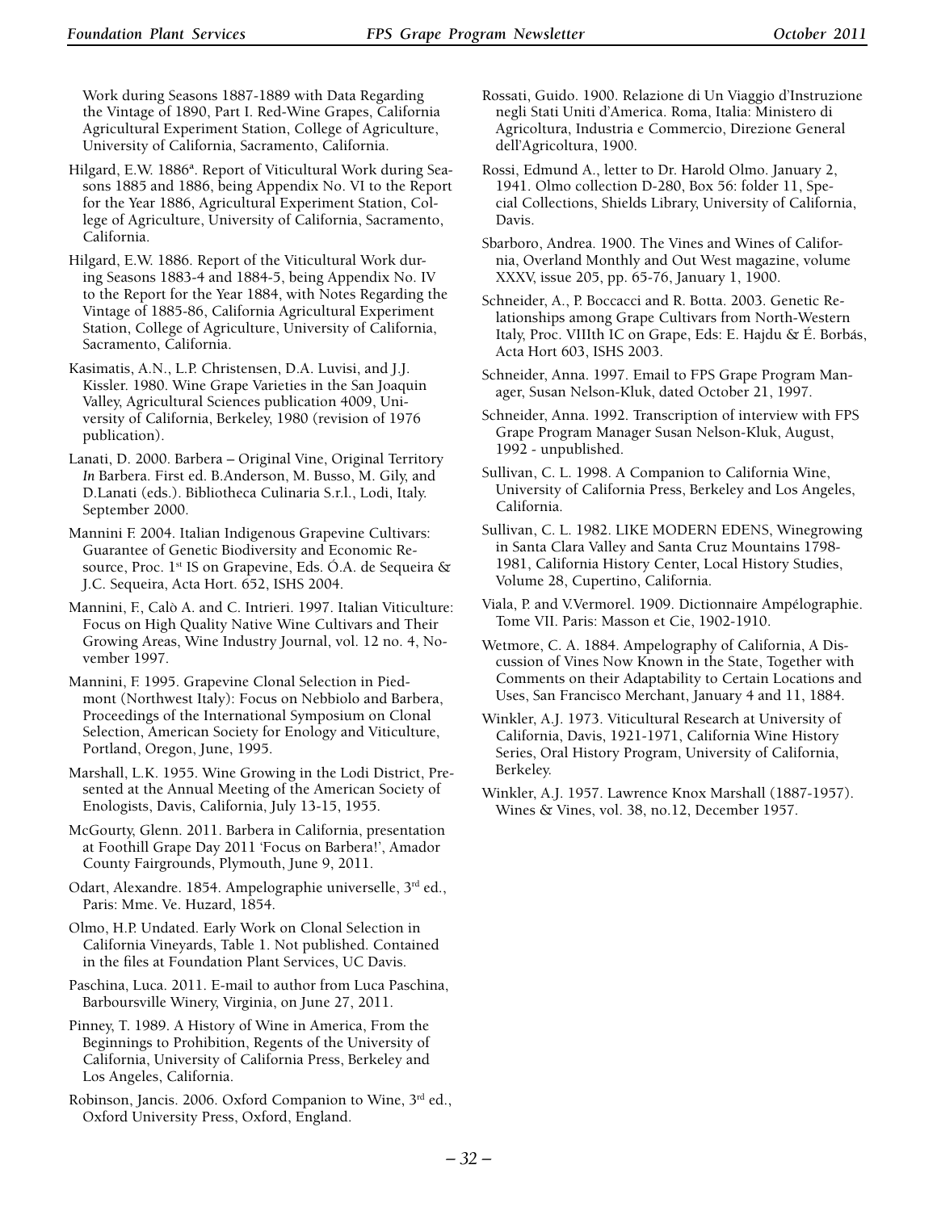Work during Seasons 1887-1889 with Data Regarding the Vintage of 1890, Part I. Red-Wine Grapes, California Agricultural Experiment Station, College of Agriculture, University of California, Sacramento, California.

Hilgard, E.W. 1886[a]. Report of Viticultural Work during Seasons 1885 and 1886, being Appendix No. VI to the Report for the Year 1886, Agricultural Experiment Station, College of Agriculture, University of California, Sacramento, California.

Hilgard, E.W. 1886. Report of the Viticultural Work during Seasons 1883-4 and 1884-5, being Appendix No. IV to the Report for the Year 1884, with Notes Regarding the Vintage of 1885-86, California Agricultural Experiment Station, College of Agriculture, University of California, Sacramento, California.

Kasimatis, A.N., L.P. Christensen, D.A. Luvisi, and J.J. Kissler. 1980. Wine Grape Varieties in the San Joaquin Valley, Agricultural Sciences publication 4009, University of California, Berkeley, 1980 (revision of 1976 publication).

Lanati, D. 2000. Barbera – Original Vine, Original Territory *In* Barbera. First ed. B.Anderson, M. Busso, M. Gily, and D.Lanati (eds.). Bibliotheca Culinaria S.r.l., Lodi, Italy. September 2000.

Mannini F. 2004. Italian Indigenous Grapevine Cultivars: Guarantee of Genetic Biodiversity and Economic Resource, Proc. 1[st] IS on Grapevine, Eds. Ó.A. de Sequeira & J.C. Sequeira, Acta Hort. 652, ISHS 2004.

Mannini, F., Calò A. and C. Intrieri. 1997. Italian Viticulture: Focus on High Quality Native Wine Cultivars and Their Growing Areas, Wine Industry Journal, vol. 12 no. 4, November 1997.

Mannini, F. 1995. Grapevine Clonal Selection in Piedmont (Northwest Italy): Focus on Nebbiolo and Barbera, Proceedings of the International Symposium on Clonal Selection, American Society for Enology and Viticulture, Portland, Oregon, June, 1995.

Marshall, L.K. 1955. Wine Growing in the Lodi District, Presented at the Annual Meeting of the American Society of Enologists, Davis, California, July 13-15, 1955.

McGourty, Glenn. 2011. Barbera in California, presentation at Foothill Grape Day 2011 'Focus on Barbera!', Amador County Fairgrounds, Plymouth, June 9, 2011.

Odart, Alexandre. 1854. Ampelographie universelle, 3[rd] ed., Paris: Mme. Ve. Huzard, 1854.

Olmo, H.P. Undated. Early Work on Clonal Selection in California Vineyards, Table 1. Not published. Contained in the files at Foundation Plant Services, UC Davis.

Paschina, Luca. 2011. E-mail to author from Luca Paschina, Barboursville Winery, Virginia, on June 27, 2011.

Pinney, T. 1989. A History of Wine in America, From the Beginnings to Prohibition, Regents of the University of California, University of California Press, Berkeley and Los Angeles, California.

Robinson, Jancis. 2006. Oxford Companion to Wine, 3[rd] ed., Oxford University Press, Oxford, England.

Rossati, Guido. 1900. Relazione di Un Viaggio d'Instruzione negli Stati Uniti d'America. Roma, Italia: Ministero di Agricoltura, Industria e Commercio, Direzione General dell'Agricoltura, 1900.

Rossi, Edmund A., letter to Dr. Harold Olmo. January 2, 1941. Olmo collection D-280, Box 56: folder 11, Special Collections, Shields Library, University of California, Davis.

Sbarboro, Andrea. 1900. The Vines and Wines of California, Overland Monthly and Out West magazine, volume XXXV, issue 205, pp. 65-76, January 1, 1900.

Schneider, A., P. Boccacci and R. Botta. 2003. Genetic Relationships among Grape Cultivars from North-Western Italy, Proc. VIIIth IC on Grape, Eds: E. Hajdu & É. Borbás, Acta Hort 603, ISHS 2003.

Schneider, Anna. 1997. Email to FPS Grape Program Manager, Susan Nelson-Kluk, dated October 21, 1997.

Schneider, Anna. 1992. Transcription of interview with FPS Grape Program Manager Susan Nelson-Kluk, August, 1992 - unpublished.

Sullivan, C. L. 1998. A Companion to California Wine, University of California Press, Berkeley and Los Angeles, California.

Sullivan, C. L. 1982. LIKE MODERN EDENS, Winegrowing in Santa Clara Valley and Santa Cruz Mountains 1798-1981, California History Center, Local History Studies, Volume 28, Cupertino, California.

Viala, P. and V.Vermorel. 1909. Dictionnaire Ampélographie. Tome VII. Paris: Masson et Cie, 1902-1910.

Wetmore, C. A. 1884. Ampelography of California, A Discussion of Vines Now Known in the State, Together with Comments on their Adaptability to Certain Locations and Uses, San Francisco Merchant, January 4 and 11, 1884.

Winkler, A.J. 1973. Viticultural Research at University of California, Davis, 1921-1971, California Wine History Series, Oral History Program, University of California, Berkeley.

Winkler, A.J. 1957. Lawrence Knox Marshall (1887-1957). Wines & Vines, vol. 38, no.12, December 1957.